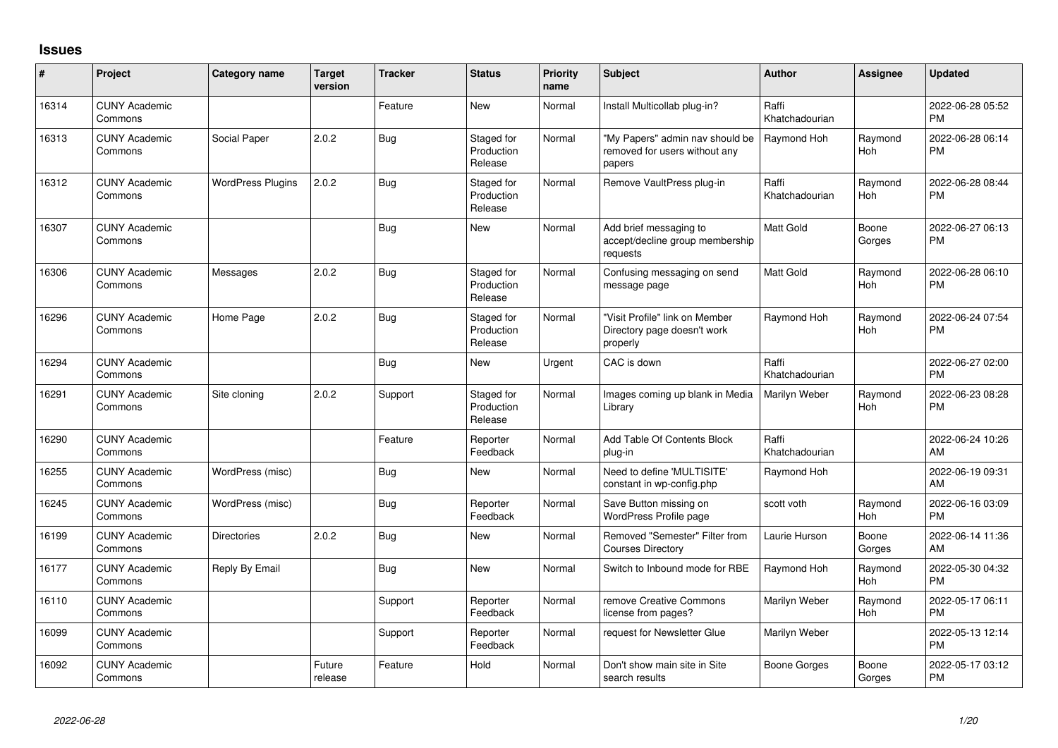## Issues

| # | Project | Category name | Target version | Tracker | Status | Priority name | Subject | Author | Assignee | Updated |
|---|---|---|---|---|---|---|---|---|---|---|
| 16314 | CUNY Academic Commons | | | Feature | New | Normal | Install Multicollab plug-in? | Raffi Khatchadourian | | 2022-06-28 05:52 PM |
| 16313 | CUNY Academic Commons | Social Paper | 2.0.2 | Bug | Staged for Production Release | Normal | "My Papers" admin nav should be removed for users without any papers | Raymond Hoh | Raymond Hoh | 2022-06-28 06:14 PM |
| 16312 | CUNY Academic Commons | WordPress Plugins | 2.0.2 | Bug | Staged for Production Release | Normal | Remove VaultPress plug-in | Raffi Khatchadourian | Raymond Hoh | 2022-06-28 08:44 PM |
| 16307 | CUNY Academic Commons | | | Bug | New | Normal | Add brief messaging to accept/decline group membership requests | Matt Gold | Boone Gorges | 2022-06-27 06:13 PM |
| 16306 | CUNY Academic Commons | Messages | 2.0.2 | Bug | Staged for Production Release | Normal | Confusing messaging on send message page | Matt Gold | Raymond Hoh | 2022-06-28 06:10 PM |
| 16296 | CUNY Academic Commons | Home Page | 2.0.2 | Bug | Staged for Production Release | Normal | "Visit Profile" link on Member Directory page doesn't work properly | Raymond Hoh | Raymond Hoh | 2022-06-24 07:54 PM |
| 16294 | CUNY Academic Commons | | | Bug | New | Urgent | CAC is down | Raffi Khatchadourian | | 2022-06-27 02:00 PM |
| 16291 | CUNY Academic Commons | Site cloning | 2.0.2 | Support | Staged for Production Release | Normal | Images coming up blank in Media Library | Marilyn Weber | Raymond Hoh | 2022-06-23 08:28 PM |
| 16290 | CUNY Academic Commons | | | Feature | Reporter Feedback | Normal | Add Table Of Contents Block plug-in | Raffi Khatchadourian | | 2022-06-24 10:26 AM |
| 16255 | CUNY Academic Commons | WordPress (misc) | | Bug | New | Normal | Need to define 'MULTISITE' constant in wp-config.php | Raymond Hoh | | 2022-06-19 09:31 AM |
| 16245 | CUNY Academic Commons | WordPress (misc) | | Bug | Reporter Feedback | Normal | Save Button missing on WordPress Profile page | scott voth | Raymond Hoh | 2022-06-16 03:09 PM |
| 16199 | CUNY Academic Commons | Directories | 2.0.2 | Bug | New | Normal | Removed "Semester" Filter from Courses Directory | Laurie Hurson | Boone Gorges | 2022-06-14 11:36 AM |
| 16177 | CUNY Academic Commons | Reply By Email | | Bug | New | Normal | Switch to Inbound mode for RBE | Raymond Hoh | Raymond Hoh | 2022-05-30 04:32 PM |
| 16110 | CUNY Academic Commons | | | Support | Reporter Feedback | Normal | remove Creative Commons license from pages? | Marilyn Weber | Raymond Hoh | 2022-05-17 06:11 PM |
| 16099 | CUNY Academic Commons | | | Support | Reporter Feedback | Normal | request for Newsletter Glue | Marilyn Weber | | 2022-05-13 12:14 PM |
| 16092 | CUNY Academic Commons | | Future release | Feature | Hold | Normal | Don't show main site in Site search results | Boone Gorges | Boone Gorges | 2022-05-17 03:12 PM |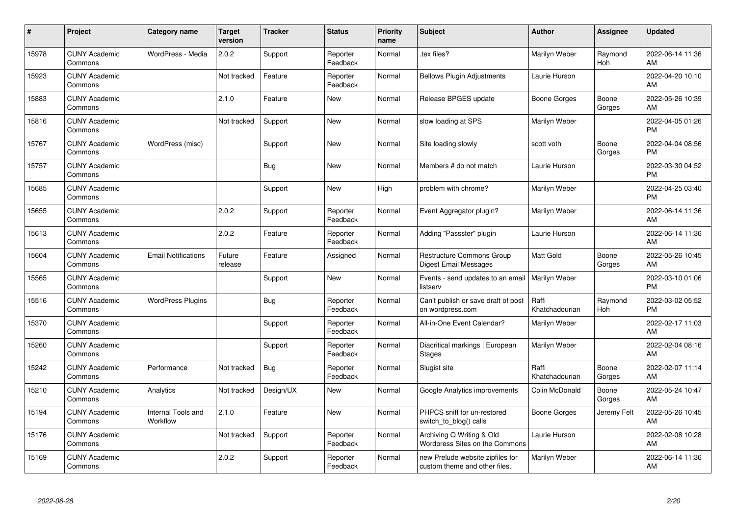| # | Project | Category name | Target version | Tracker | Status | Priority name | Subject | Author | Assignee | Updated |
|---|---|---|---|---|---|---|---|---|---|---|
| 15978 | CUNY Academic Commons | WordPress - Media | 2.0.2 | Support | Reporter Feedback | Normal | .tex files? | Marilyn Weber | Raymond Hoh | 2022-06-14 11:36 AM |
| 15923 | CUNY Academic Commons | | Not tracked | Feature | Reporter Feedback | Normal | Bellows Plugin Adjustments | Laurie Hurson | | 2022-04-20 10:10 AM |
| 15883 | CUNY Academic Commons | | 2.1.0 | Feature | New | Normal | Release BPGES update | Boone Gorges | Boone Gorges | 2022-05-26 10:39 AM |
| 15816 | CUNY Academic Commons | | Not tracked | Support | New | Normal | slow loading at SPS | Marilyn Weber | | 2022-04-05 01:26 PM |
| 15767 | CUNY Academic Commons | WordPress (misc) | | Support | New | Normal | Site loading slowly | scott voth | Boone Gorges | 2022-04-04 08:56 PM |
| 15757 | CUNY Academic Commons | | | Bug | New | Normal | Members # do not match | Laurie Hurson | | 2022-03-30 04:52 PM |
| 15685 | CUNY Academic Commons | | | Support | New | High | problem with chrome? | Marilyn Weber | | 2022-04-25 03:40 PM |
| 15655 | CUNY Academic Commons | | 2.0.2 | Support | Reporter Feedback | Normal | Event Aggregator plugin? | Marilyn Weber | | 2022-06-14 11:36 AM |
| 15613 | CUNY Academic Commons | | 2.0.2 | Feature | Reporter Feedback | Normal | Adding "Passster" plugin | Laurie Hurson | | 2022-06-14 11:36 AM |
| 15604 | CUNY Academic Commons | Email Notifications | Future release | Feature | Assigned | Normal | Restructure Commons Group Digest Email Messages | Matt Gold | Boone Gorges | 2022-05-26 10:45 AM |
| 15565 | CUNY Academic Commons | | | Support | New | Normal | Events - send updates to an email listserv | Marilyn Weber | | 2022-03-10 01:06 PM |
| 15516 | CUNY Academic Commons | WordPress Plugins | | Bug | Reporter Feedback | Normal | Can't publish or save draft of post on wordpress.com | Raffi Khatchadourian | Raymond Hoh | 2022-03-02 05:52 PM |
| 15370 | CUNY Academic Commons | | | Support | Reporter Feedback | Normal | All-in-One Event Calendar? | Marilyn Weber | | 2022-02-17 11:03 AM |
| 15260 | CUNY Academic Commons | | | Support | Reporter Feedback | Normal | Diacritical markings \| European Stages | Marilyn Weber | | 2022-02-04 08:16 AM |
| 15242 | CUNY Academic Commons | Performance | Not tracked | Bug | Reporter Feedback | Normal | Slugist site | Raffi Khatchadourian | Boone Gorges | 2022-02-07 11:14 AM |
| 15210 | CUNY Academic Commons | Analytics | Not tracked | Design/UX | New | Normal | Google Analytics improvements | Colin McDonald | Boone Gorges | 2022-05-24 10:47 AM |
| 15194 | CUNY Academic Commons | Internal Tools and Workflow | 2.1.0 | Feature | New | Normal | PHPCS sniff for un-restored switch_to_blog() calls | Boone Gorges | Jeremy Felt | 2022-05-26 10:45 AM |
| 15176 | CUNY Academic Commons | | Not tracked | Support | Reporter Feedback | Normal | Archiving Q Writing & Old Wordpress Sites on the Commons | Laurie Hurson | | 2022-02-08 10:28 AM |
| 15169 | CUNY Academic Commons | | 2.0.2 | Support | Reporter Feedback | Normal | new Prelude website zipfiles for custom theme and other files. | Marilyn Weber | | 2022-06-14 11:36 AM |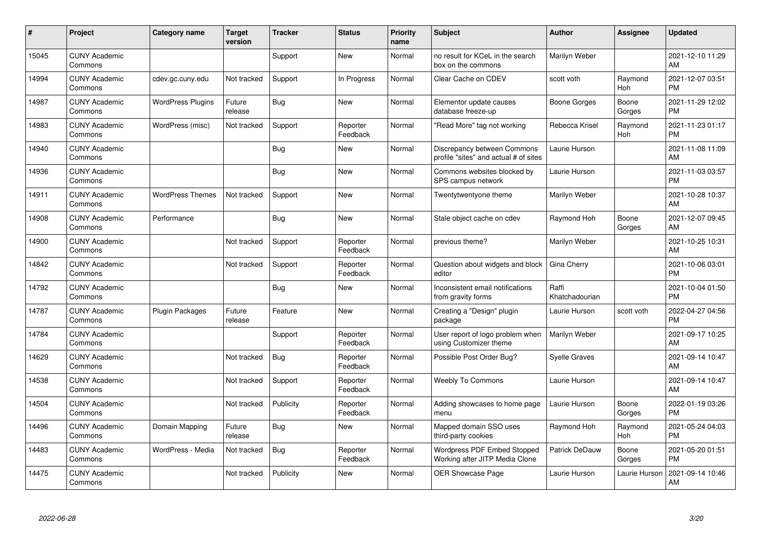| # | Project | Category name | Target version | Tracker | Status | Priority name | Subject | Author | Assignee | Updated |
|---|---|---|---|---|---|---|---|---|---|---|
| 15045 | CUNY Academic Commons | | | Support | New | Normal | no result for KCeL in the search box on the commons | Marilyn Weber | | 2021-12-10 11:29 AM |
| 14994 | CUNY Academic Commons | cdev.gc.cuny.edu | Not tracked | Support | In Progress | Normal | Clear Cache on CDEV | scott voth | Raymond Hoh | 2021-12-07 03:51 PM |
| 14987 | CUNY Academic Commons | WordPress Plugins | Future release | Bug | New | Normal | Elementor update causes database freeze-up | Boone Gorges | Boone Gorges | 2021-11-29 12:02 PM |
| 14983 | CUNY Academic Commons | WordPress (misc) | Not tracked | Support | Reporter Feedback | Normal | "Read More" tag not working | Rebecca Krisel | Raymond Hoh | 2021-11-23 01:17 PM |
| 14940 | CUNY Academic Commons | | | Bug | New | Normal | Discrepancy between Commons profile "sites" and actual # of sites | Laurie Hurson | | 2021-11-08 11:09 AM |
| 14936 | CUNY Academic Commons | | | Bug | New | Normal | Commons websites blocked by SPS campus network | Laurie Hurson | | 2021-11-03 03:57 PM |
| 14911 | CUNY Academic Commons | WordPress Themes | Not tracked | Support | New | Normal | Twentytwentyone theme | Marilyn Weber | | 2021-10-28 10:37 AM |
| 14908 | CUNY Academic Commons | Performance | | Bug | New | Normal | Stale object cache on cdev | Raymond Hoh | Boone Gorges | 2021-12-07 09:45 AM |
| 14900 | CUNY Academic Commons | | Not tracked | Support | Reporter Feedback | Normal | previous theme? | Marilyn Weber | | 2021-10-25 10:31 AM |
| 14842 | CUNY Academic Commons | | Not tracked | Support | Reporter Feedback | Normal | Question about widgets and block editor | Gina Cherry | | 2021-10-06 03:01 PM |
| 14792 | CUNY Academic Commons | | | Bug | New | Normal | Inconsistent email notifications from gravity forms | Raffi Khatchadourian | | 2021-10-04 01:50 PM |
| 14787 | CUNY Academic Commons | Plugin Packages | Future release | Feature | New | Normal | Creating a "Design" plugin package | Laurie Hurson | scott voth | 2022-04-27 04:56 PM |
| 14784 | CUNY Academic Commons | | | Support | Reporter Feedback | Normal | User report of logo problem when using Customizer theme | Marilyn Weber | | 2021-09-17 10:25 AM |
| 14629 | CUNY Academic Commons | | Not tracked | Bug | Reporter Feedback | Normal | Possible Post Order Bug? | Syelle Graves | | 2021-09-14 10:47 AM |
| 14538 | CUNY Academic Commons | | Not tracked | Support | Reporter Feedback | Normal | Weebly To Commons | Laurie Hurson | | 2021-09-14 10:47 AM |
| 14504 | CUNY Academic Commons | | Not tracked | Publicity | Reporter Feedback | Normal | Adding showcases to home page menu | Laurie Hurson | Boone Gorges | 2022-01-19 03:26 PM |
| 14496 | CUNY Academic Commons | Domain Mapping | Future release | Bug | New | Normal | Mapped domain SSO uses third-party cookies | Raymond Hoh | Raymond Hoh | 2021-05-24 04:03 PM |
| 14483 | CUNY Academic Commons | WordPress - Media | Not tracked | Bug | Reporter Feedback | Normal | Wordpress PDF Embed Stopped Working after JITP Media Clone | Patrick DeDauw | Boone Gorges | 2021-05-20 01:51 PM |
| 14475 | CUNY Academic Commons | | Not tracked | Publicity | New | Normal | OER Showcase Page | Laurie Hurson | Laurie Hurson | 2021-09-14 10:46 AM |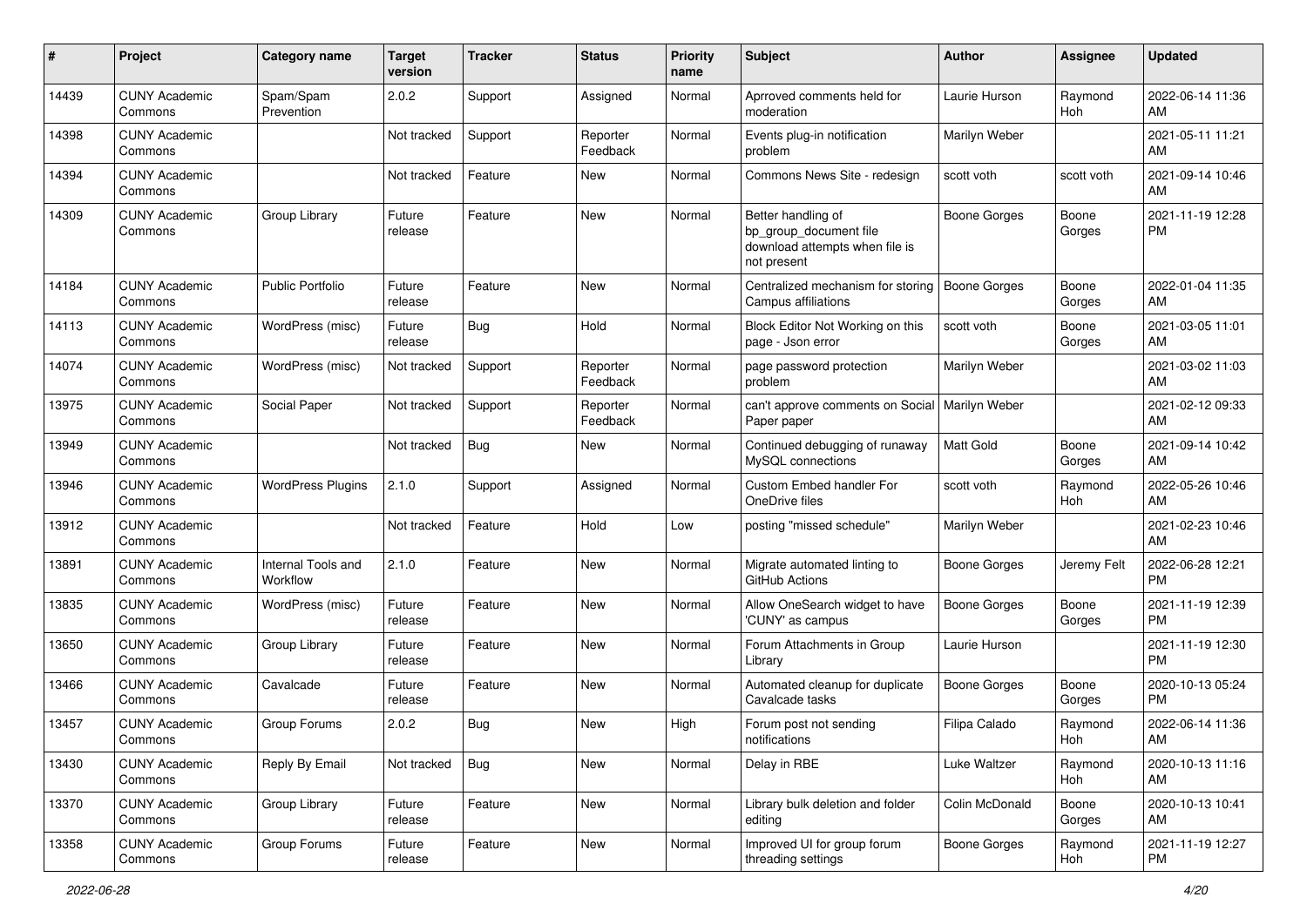| # | Project | Category name | Target version | Tracker | Status | Priority name | Subject | Author | Assignee | Updated |
|---|---|---|---|---|---|---|---|---|---|---|
| 14439 | CUNY Academic Commons | Spam/Spam Prevention | 2.0.2 | Support | Assigned | Normal | Aprroved comments held for moderation | Laurie Hurson | Raymond Hoh | 2022-06-14 11:36 AM |
| 14398 | CUNY Academic Commons | | Not tracked | Support | Reporter Feedback | Normal | Events plug-in notification problem | Marilyn Weber | | 2021-05-11 11:21 AM |
| 14394 | CUNY Academic Commons | | Not tracked | Feature | New | Normal | Commons News Site - redesign | scott voth | scott voth | 2021-09-14 10:46 AM |
| 14309 | CUNY Academic Commons | Group Library | Future release | Feature | New | Normal | Better handling of bp_group_document file download attempts when file is not present | Boone Gorges | Boone Gorges | 2021-11-19 12:28 PM |
| 14184 | CUNY Academic Commons | Public Portfolio | Future release | Feature | New | Normal | Centralized mechanism for storing Campus affiliations | Boone Gorges | Boone Gorges | 2022-01-04 11:35 AM |
| 14113 | CUNY Academic Commons | WordPress (misc) | Future release | Bug | Hold | Normal | Block Editor Not Working on this page - Json error | scott voth | Boone Gorges | 2021-03-05 11:01 AM |
| 14074 | CUNY Academic Commons | WordPress (misc) | Not tracked | Support | Reporter Feedback | Normal | page password protection problem | Marilyn Weber | | 2021-03-02 11:03 AM |
| 13975 | CUNY Academic Commons | Social Paper | Not tracked | Support | Reporter Feedback | Normal | can't approve comments on Social Paper paper | Marilyn Weber | | 2021-02-12 09:33 AM |
| 13949 | CUNY Academic Commons | | Not tracked | Bug | New | Normal | Continued debugging of runaway MySQL connections | Matt Gold | Boone Gorges | 2021-09-14 10:42 AM |
| 13946 | CUNY Academic Commons | WordPress Plugins | 2.1.0 | Support | Assigned | Normal | Custom Embed handler For OneDrive files | scott voth | Raymond Hoh | 2022-05-26 10:46 AM |
| 13912 | CUNY Academic Commons | | Not tracked | Feature | Hold | Low | posting "missed schedule" | Marilyn Weber | | 2021-02-23 10:46 AM |
| 13891 | CUNY Academic Commons | Internal Tools and Workflow | 2.1.0 | Feature | New | Normal | Migrate automated linting to GitHub Actions | Boone Gorges | Jeremy Felt | 2022-06-28 12:21 PM |
| 13835 | CUNY Academic Commons | WordPress (misc) | Future release | Feature | New | Normal | Allow OneSearch widget to have 'CUNY' as campus | Boone Gorges | Boone Gorges | 2021-11-19 12:39 PM |
| 13650 | CUNY Academic Commons | Group Library | Future release | Feature | New | Normal | Forum Attachments in Group Library | Laurie Hurson | | 2021-11-19 12:30 PM |
| 13466 | CUNY Academic Commons | Cavalcade | Future release | Feature | New | Normal | Automated cleanup for duplicate Cavalcade tasks | Boone Gorges | Boone Gorges | 2020-10-13 05:24 PM |
| 13457 | CUNY Academic Commons | Group Forums | 2.0.2 | Bug | New | High | Forum post not sending notifications | Filipa Calado | Raymond Hoh | 2022-06-14 11:36 AM |
| 13430 | CUNY Academic Commons | Reply By Email | Not tracked | Bug | New | Normal | Delay in RBE | Luke Waltzer | Raymond Hoh | 2020-10-13 11:16 AM |
| 13370 | CUNY Academic Commons | Group Library | Future release | Feature | New | Normal | Library bulk deletion and folder editing | Colin McDonald | Boone Gorges | 2020-10-13 10:41 AM |
| 13358 | CUNY Academic Commons | Group Forums | Future release | Feature | New | Normal | Improved UI for group forum threading settings | Boone Gorges | Raymond Hoh | 2021-11-19 12:27 PM |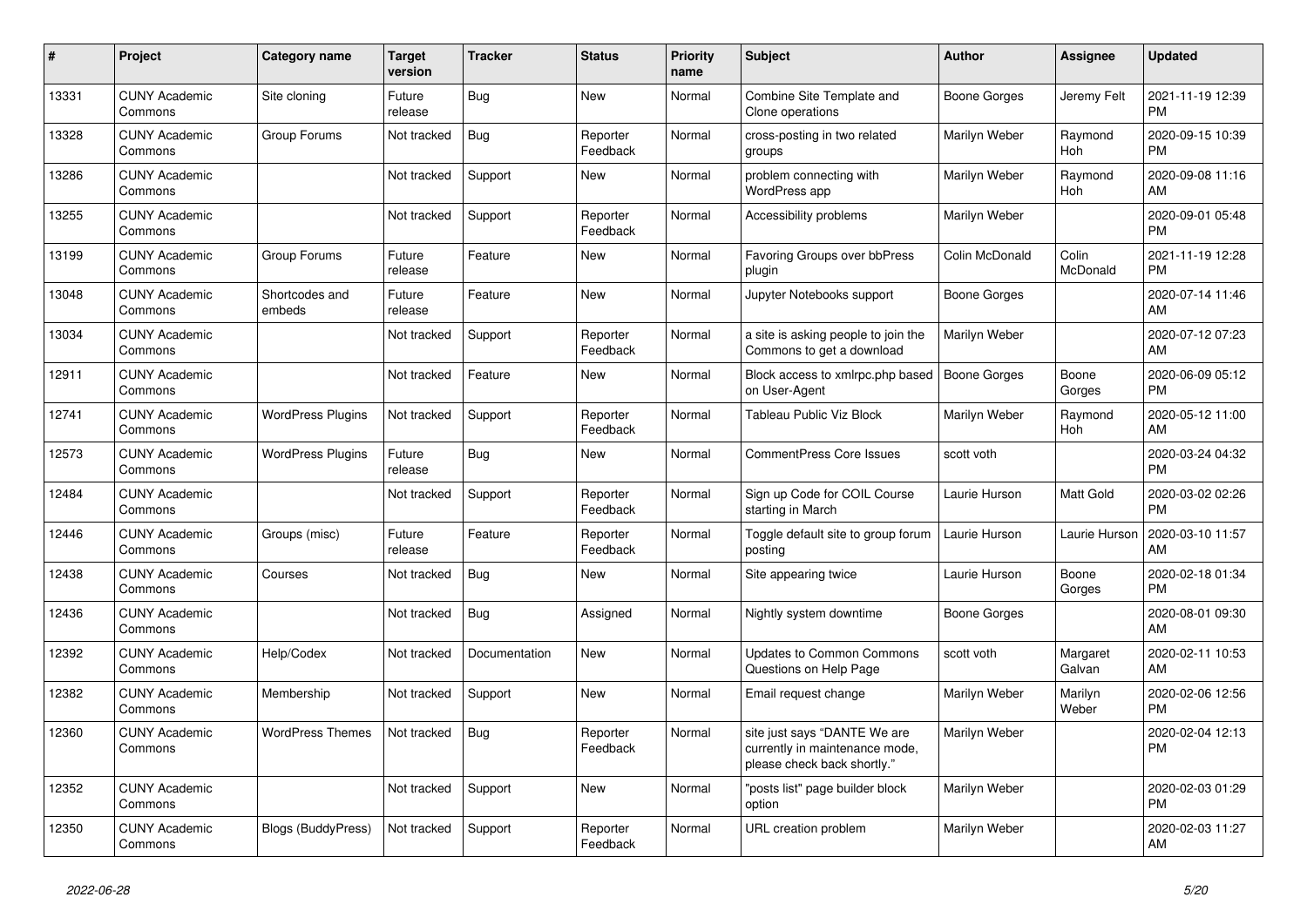| # | Project | Category name | Target version | Tracker | Status | Priority name | Subject | Author | Assignee | Updated |
|---|---|---|---|---|---|---|---|---|---|---|
| 13331 | CUNY Academic Commons | Site cloning | Future release | Bug | New | Normal | Combine Site Template and Clone operations | Boone Gorges | Jeremy Felt | 2021-11-19 12:39 PM |
| 13328 | CUNY Academic Commons | Group Forums | Not tracked | Bug | Reporter Feedback | Normal | cross-posting in two related groups | Marilyn Weber | Raymond Hoh | 2020-09-15 10:39 PM |
| 13286 | CUNY Academic Commons | | Not tracked | Support | New | Normal | problem connecting with WordPress app | Marilyn Weber | Raymond Hoh | 2020-09-08 11:16 AM |
| 13255 | CUNY Academic Commons | | Not tracked | Support | Reporter Feedback | Normal | Accessibility problems | Marilyn Weber | | 2020-09-01 05:48 PM |
| 13199 | CUNY Academic Commons | Group Forums | Future release | Feature | New | Normal | Favoring Groups over bbPress plugin | Colin McDonald | Colin McDonald | 2021-11-19 12:28 PM |
| 13048 | CUNY Academic Commons | Shortcodes and embeds | Future release | Feature | New | Normal | Jupyter Notebooks support | Boone Gorges | | 2020-07-14 11:46 AM |
| 13034 | CUNY Academic Commons | | Not tracked | Support | Reporter Feedback | Normal | a site is asking people to join the Commons to get a download | Marilyn Weber | | 2020-07-12 07:23 AM |
| 12911 | CUNY Academic Commons | | Not tracked | Feature | New | Normal | Block access to xmlrpc.php based on User-Agent | Boone Gorges | Boone Gorges | 2020-06-09 05:12 PM |
| 12741 | CUNY Academic Commons | WordPress Plugins | Not tracked | Support | Reporter Feedback | Normal | Tableau Public Viz Block | Marilyn Weber | Raymond Hoh | 2020-05-12 11:00 AM |
| 12573 | CUNY Academic Commons | WordPress Plugins | Future release | Bug | New | Normal | CommentPress Core Issues | scott voth | | 2020-03-24 04:32 PM |
| 12484 | CUNY Academic Commons | | Not tracked | Support | Reporter Feedback | Normal | Sign up Code for COIL Course starting in March | Laurie Hurson | Matt Gold | 2020-03-02 02:26 PM |
| 12446 | CUNY Academic Commons | Groups (misc) | Future release | Feature | Reporter Feedback | Normal | Toggle default site to group forum posting | Laurie Hurson | Laurie Hurson | 2020-03-10 11:57 AM |
| 12438 | CUNY Academic Commons | Courses | Not tracked | Bug | New | Normal | Site appearing twice | Laurie Hurson | Boone Gorges | 2020-02-18 01:34 PM |
| 12436 | CUNY Academic Commons | | Not tracked | Bug | Assigned | Normal | Nightly system downtime | Boone Gorges | | 2020-08-01 09:30 AM |
| 12392 | CUNY Academic Commons | Help/Codex | Not tracked | Documentation | New | Normal | Updates to Common Commons Questions on Help Page | scott voth | Margaret Galvan | 2020-02-11 10:53 AM |
| 12382 | CUNY Academic Commons | Membership | Not tracked | Support | New | Normal | Email request change | Marilyn Weber | Marilyn Weber | 2020-02-06 12:56 PM |
| 12360 | CUNY Academic Commons | WordPress Themes | Not tracked | Bug | Reporter Feedback | Normal | site just says "DANTE We are currently in maintenance mode, please check back shortly." | Marilyn Weber | | 2020-02-04 12:13 PM |
| 12352 | CUNY Academic Commons | | Not tracked | Support | New | Normal | "posts list" page builder block option | Marilyn Weber | | 2020-02-03 01:29 PM |
| 12350 | CUNY Academic Commons | Blogs (BuddyPress) | Not tracked | Support | Reporter Feedback | Normal | URL creation problem | Marilyn Weber | | 2020-02-03 11:27 AM |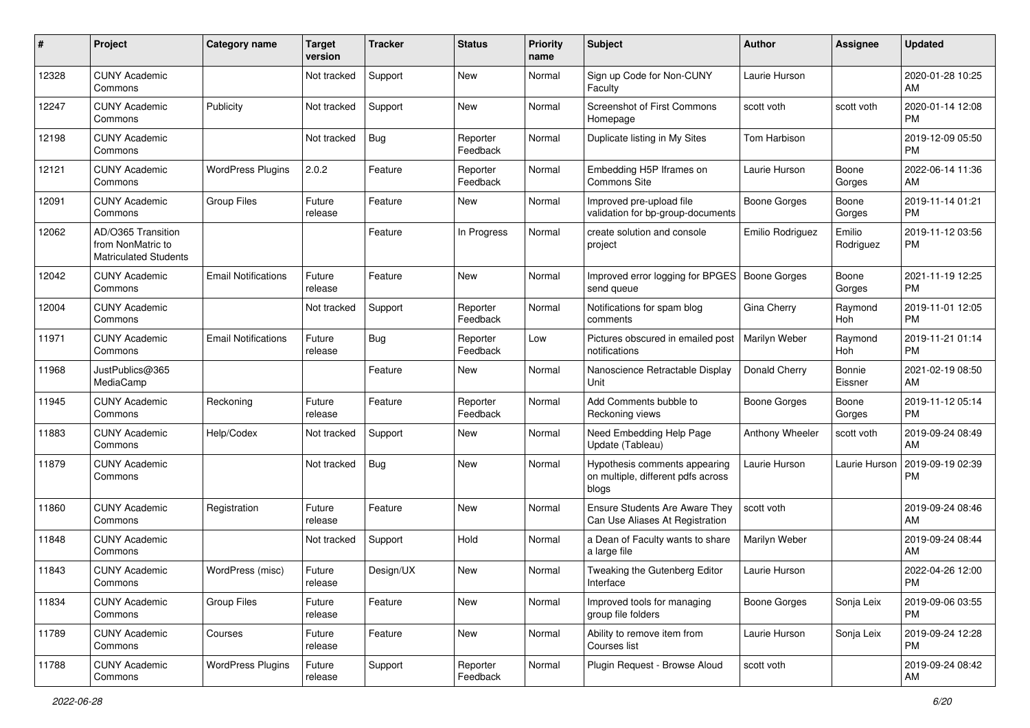| # | Project | Category name | Target version | Tracker | Status | Priority name | Subject | Author | Assignee | Updated |
|---|---|---|---|---|---|---|---|---|---|---|
| 12328 | CUNY Academic Commons | | Not tracked | Support | New | Normal | Sign up Code for Non-CUNY Faculty | Laurie Hurson | | 2020-01-28 10:25 AM |
| 12247 | CUNY Academic Commons | Publicity | Not tracked | Support | New | Normal | Screenshot of First Commons Homepage | scott voth | scott voth | 2020-01-14 12:08 PM |
| 12198 | CUNY Academic Commons | | Not tracked | Bug | Reporter Feedback | Normal | Duplicate listing in My Sites | Tom Harbison | | 2019-12-09 05:50 PM |
| 12121 | CUNY Academic Commons | WordPress Plugins | 2.0.2 | Feature | Reporter Feedback | Normal | Embedding H5P Iframes on Commons Site | Laurie Hurson | Boone Gorges | 2022-06-14 11:36 AM |
| 12091 | CUNY Academic Commons | Group Files | Future release | Feature | New | Normal | Improved pre-upload file validation for bp-group-documents | Boone Gorges | Boone Gorges | 2019-11-14 01:21 PM |
| 12062 | AD/O365 Transition from NonMatric to Matriculated Students | | | Feature | In Progress | Normal | create solution and console project | Emilio Rodriguez | Emilio Rodriguez | 2019-11-12 03:56 PM |
| 12042 | CUNY Academic Commons | Email Notifications | Future release | Feature | New | Normal | Improved error logging for BPGES send queue | Boone Gorges | Boone Gorges | 2021-11-19 12:25 PM |
| 12004 | CUNY Academic Commons | | Not tracked | Support | Reporter Feedback | Normal | Notifications for spam blog comments | Gina Cherry | Raymond Hoh | 2019-11-01 12:05 PM |
| 11971 | CUNY Academic Commons | Email Notifications | Future release | Bug | Reporter Feedback | Low | Pictures obscured in emailed post notifications | Marilyn Weber | Raymond Hoh | 2019-11-21 01:14 PM |
| 11968 | JustPublics@365 MediaCamp | | | Feature | New | Normal | Nanoscience Retractable Display Unit | Donald Cherry | Bonnie Eissner | 2021-02-19 08:50 AM |
| 11945 | CUNY Academic Commons | Reckoning | Future release | Feature | Reporter Feedback | Normal | Add Comments bubble to Reckoning views | Boone Gorges | Boone Gorges | 2019-11-12 05:14 PM |
| 11883 | CUNY Academic Commons | Help/Codex | Not tracked | Support | New | Normal | Need Embedding Help Page Update (Tableau) | Anthony Wheeler | scott voth | 2019-09-24 08:49 AM |
| 11879 | CUNY Academic Commons | | Not tracked | Bug | New | Normal | Hypothesis comments appearing on multiple, different pdfs across blogs | Laurie Hurson | Laurie Hurson | 2019-09-19 02:39 PM |
| 11860 | CUNY Academic Commons | Registration | Future release | Feature | New | Normal | Ensure Students Are Aware They Can Use Aliases At Registration | scott voth | | 2019-09-24 08:46 AM |
| 11848 | CUNY Academic Commons | | Not tracked | Support | Hold | Normal | a Dean of Faculty wants to share a large file | Marilyn Weber | | 2019-09-24 08:44 AM |
| 11843 | CUNY Academic Commons | WordPress (misc) | Future release | Design/UX | New | Normal | Tweaking the Gutenberg Editor Interface | Laurie Hurson | | 2022-04-26 12:00 PM |
| 11834 | CUNY Academic Commons | Group Files | Future release | Feature | New | Normal | Improved tools for managing group file folders | Boone Gorges | Sonja Leix | 2019-09-06 03:55 PM |
| 11789 | CUNY Academic Commons | Courses | Future release | Feature | New | Normal | Ability to remove item from Courses list | Laurie Hurson | Sonja Leix | 2019-09-24 12:28 PM |
| 11788 | CUNY Academic Commons | WordPress Plugins | Future release | Support | Reporter Feedback | Normal | Plugin Request - Browse Aloud | scott voth | | 2019-09-24 08:42 AM |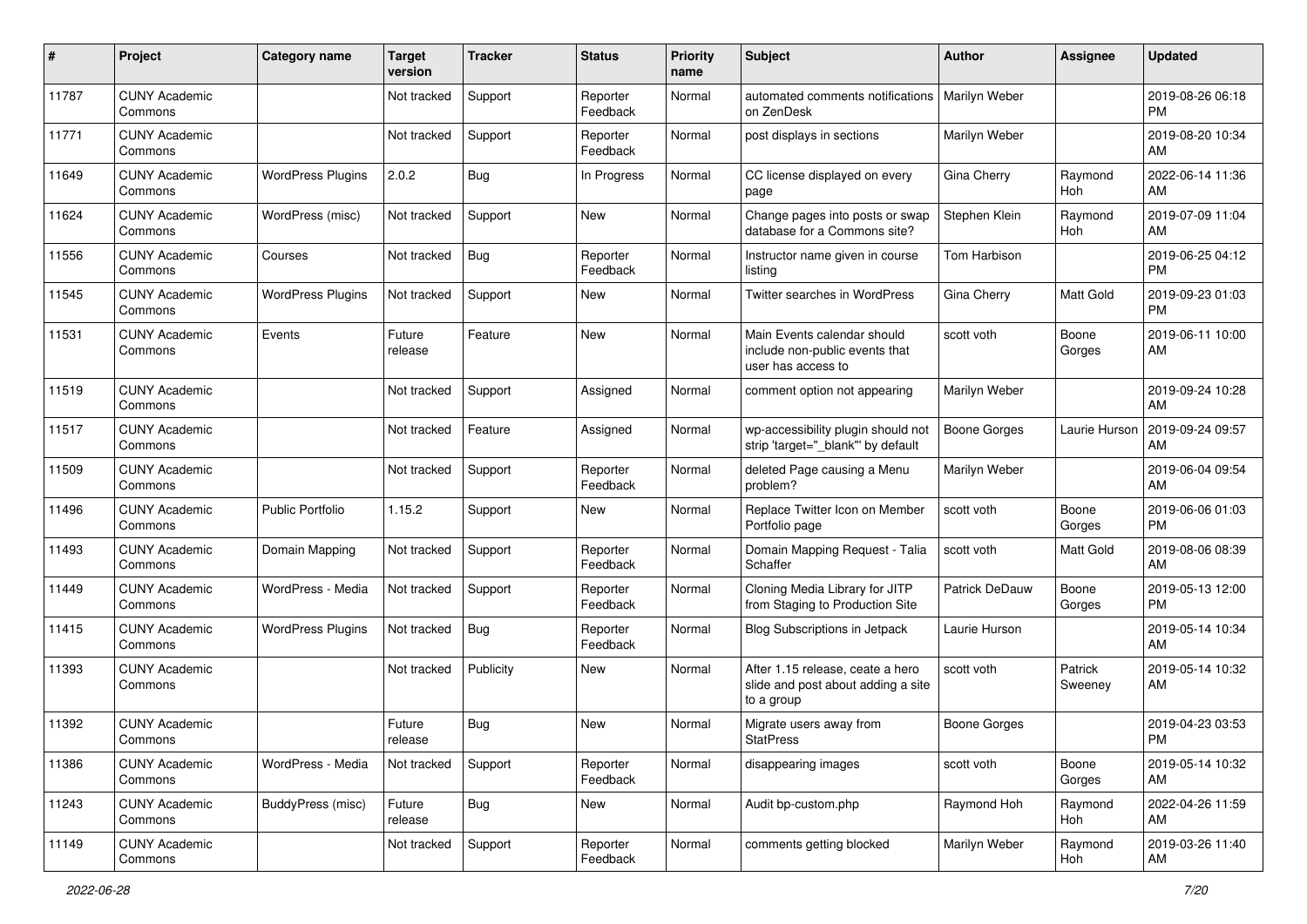| # | Project | Category name | Target version | Tracker | Status | Priority name | Subject | Author | Assignee | Updated |
|---|---|---|---|---|---|---|---|---|---|---|
| 11787 | CUNY Academic Commons | | Not tracked | Support | Reporter Feedback | Normal | automated comments notifications on ZenDesk | Marilyn Weber | | 2019-08-26 06:18 PM |
| 11771 | CUNY Academic Commons | | Not tracked | Support | Reporter Feedback | Normal | post displays in sections | Marilyn Weber | | 2019-08-20 10:34 AM |
| 11649 | CUNY Academic Commons | WordPress Plugins | 2.0.2 | Bug | In Progress | Normal | CC license displayed on every page | Gina Cherry | Raymond Hoh | 2022-06-14 11:36 AM |
| 11624 | CUNY Academic Commons | WordPress (misc) | Not tracked | Support | New | Normal | Change pages into posts or swap database for a Commons site? | Stephen Klein | Raymond Hoh | 2019-07-09 11:04 AM |
| 11556 | CUNY Academic Commons | Courses | Not tracked | Bug | Reporter Feedback | Normal | Instructor name given in course listing | Tom Harbison | | 2019-06-25 04:12 PM |
| 11545 | CUNY Academic Commons | WordPress Plugins | Not tracked | Support | New | Normal | Twitter searches in WordPress | Gina Cherry | Matt Gold | 2019-09-23 01:03 PM |
| 11531 | CUNY Academic Commons | Events | Future release | Feature | New | Normal | Main Events calendar should include non-public events that user has access to | scott voth | Boone Gorges | 2019-06-11 10:00 AM |
| 11519 | CUNY Academic Commons | | Not tracked | Support | Assigned | Normal | comment option not appearing | Marilyn Weber | | 2019-09-24 10:28 AM |
| 11517 | CUNY Academic Commons | | Not tracked | Feature | Assigned | Normal | wp-accessibility plugin should not strip 'target="_blank"' by default | Boone Gorges | Laurie Hurson | 2019-09-24 09:57 AM |
| 11509 | CUNY Academic Commons | | Not tracked | Support | Reporter Feedback | Normal | deleted Page causing a Menu problem? | Marilyn Weber | | 2019-06-04 09:54 AM |
| 11496 | CUNY Academic Commons | Public Portfolio | 1.15.2 | Support | New | Normal | Replace Twitter Icon on Member Portfolio page | scott voth | Boone Gorges | 2019-06-06 01:03 PM |
| 11493 | CUNY Academic Commons | Domain Mapping | Not tracked | Support | Reporter Feedback | Normal | Domain Mapping Request - Talia Schaffer | scott voth | Matt Gold | 2019-08-06 08:39 AM |
| 11449 | CUNY Academic Commons | WordPress - Media | Not tracked | Support | Reporter Feedback | Normal | Cloning Media Library for JITP from Staging to Production Site | Patrick DeDauw | Boone Gorges | 2019-05-13 12:00 PM |
| 11415 | CUNY Academic Commons | WordPress Plugins | Not tracked | Bug | Reporter Feedback | Normal | Blog Subscriptions in Jetpack | Laurie Hurson | | 2019-05-14 10:34 AM |
| 11393 | CUNY Academic Commons | | Not tracked | Publicity | New | Normal | After 1.15 release, ceate a hero slide and post about adding a site to a group | scott voth | Patrick Sweeney | 2019-05-14 10:32 AM |
| 11392 | CUNY Academic Commons | | Future release | Bug | New | Normal | Migrate users away from StatPress | Boone Gorges | | 2019-04-23 03:53 PM |
| 11386 | CUNY Academic Commons | WordPress - Media | Not tracked | Support | Reporter Feedback | Normal | disappearing images | scott voth | Boone Gorges | 2019-05-14 10:32 AM |
| 11243 | CUNY Academic Commons | BuddyPress (misc) | Future release | Bug | New | Normal | Audit bp-custom.php | Raymond Hoh | Raymond Hoh | 2022-04-26 11:59 AM |
| 11149 | CUNY Academic Commons | | Not tracked | Support | Reporter Feedback | Normal | comments getting blocked | Marilyn Weber | Raymond Hoh | 2019-03-26 11:40 AM |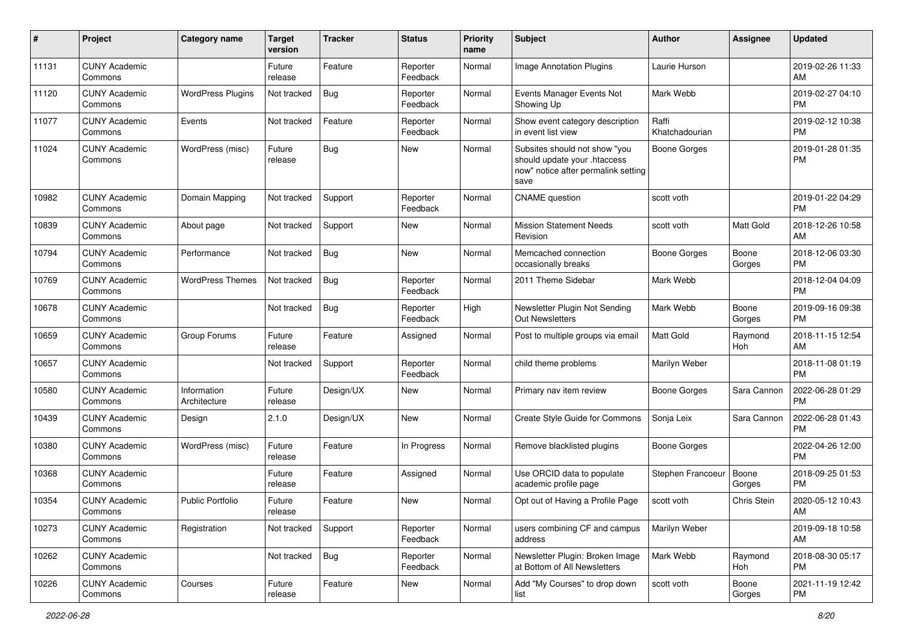| # | Project | Category name | Target version | Tracker | Status | Priority name | Subject | Author | Assignee | Updated |
| --- | --- | --- | --- | --- | --- | --- | --- | --- | --- | --- |
| 11131 | CUNY Academic Commons | | Future release | Feature | Reporter Feedback | Normal | Image Annotation Plugins | Laurie Hurson | | 2019-02-26 11:33 AM |
| 11120 | CUNY Academic Commons | WordPress Plugins | Not tracked | Bug | Reporter Feedback | Normal | Events Manager Events Not Showing Up | Mark Webb | | 2019-02-27 04:10 PM |
| 11077 | CUNY Academic Commons | Events | Not tracked | Feature | Reporter Feedback | Normal | Show event category description in event list view | Raffi Khatchadourian | | 2019-02-12 10:38 PM |
| 11024 | CUNY Academic Commons | WordPress (misc) | Future release | Bug | New | Normal | Subsites should not show "you should update your .htaccess now" notice after permalink setting save | Boone Gorges | | 2019-01-28 01:35 PM |
| 10982 | CUNY Academic Commons | Domain Mapping | Not tracked | Support | Reporter Feedback | Normal | CNAME question | scott voth | | 2019-01-22 04:29 PM |
| 10839 | CUNY Academic Commons | About page | Not tracked | Support | New | Normal | Mission Statement Needs Revision | scott voth | Matt Gold | 2018-12-26 10:58 AM |
| 10794 | CUNY Academic Commons | Performance | Not tracked | Bug | New | Normal | Memcached connection occasionally breaks | Boone Gorges | Boone Gorges | 2018-12-06 03:30 PM |
| 10769 | CUNY Academic Commons | WordPress Themes | Not tracked | Bug | Reporter Feedback | Normal | 2011 Theme Sidebar | Mark Webb | | 2018-12-04 04:09 PM |
| 10678 | CUNY Academic Commons | | Not tracked | Bug | Reporter Feedback | High | Newsletter Plugin Not Sending Out Newsletters | Mark Webb | Boone Gorges | 2019-09-16 09:38 PM |
| 10659 | CUNY Academic Commons | Group Forums | Future release | Feature | Assigned | Normal | Post to multiple groups via email | Matt Gold | Raymond Hoh | 2018-11-15 12:54 AM |
| 10657 | CUNY Academic Commons | | Not tracked | Support | Reporter Feedback | Normal | child theme problems | Marilyn Weber | | 2018-11-08 01:19 PM |
| 10580 | CUNY Academic Commons | Information Architecture | Future release | Design/UX | New | Normal | Primary nav item review | Boone Gorges | Sara Cannon | 2022-06-28 01:29 PM |
| 10439 | CUNY Academic Commons | Design | 2.1.0 | Design/UX | New | Normal | Create Style Guide for Commons | Sonja Leix | Sara Cannon | 2022-06-28 01:43 PM |
| 10380 | CUNY Academic Commons | WordPress (misc) | Future release | Feature | In Progress | Normal | Remove blacklisted plugins | Boone Gorges | | 2022-04-26 12:00 PM |
| 10368 | CUNY Academic Commons | | Future release | Feature | Assigned | Normal | Use ORCID data to populate academic profile page | Stephen Francoeur | Boone Gorges | 2018-09-25 01:53 PM |
| 10354 | CUNY Academic Commons | Public Portfolio | Future release | Feature | New | Normal | Opt out of Having a Profile Page | scott voth | Chris Stein | 2020-05-12 10:43 AM |
| 10273 | CUNY Academic Commons | Registration | Not tracked | Support | Reporter Feedback | Normal | users combining CF and campus address | Marilyn Weber | | 2019-09-18 10:58 AM |
| 10262 | CUNY Academic Commons | | Not tracked | Bug | Reporter Feedback | Normal | Newsletter Plugin: Broken Image at Bottom of All Newsletters | Mark Webb | Raymond Hoh | 2018-08-30 05:17 PM |
| 10226 | CUNY Academic Commons | Courses | Future release | Feature | New | Normal | Add "My Courses" to drop down list | scott voth | Boone Gorges | 2021-11-19 12:42 PM |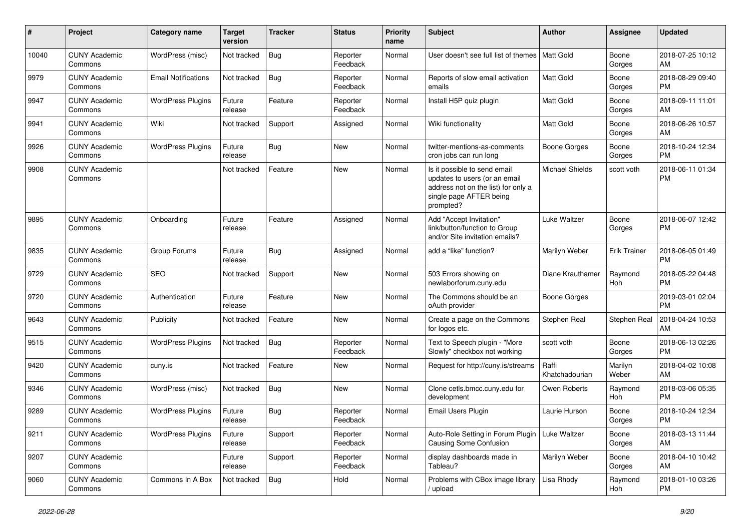| # | Project | Category name | Target version | Tracker | Status | Priority name | Subject | Author | Assignee | Updated |
|---|---|---|---|---|---|---|---|---|---|---|
| 10040 | CUNY Academic Commons | WordPress (misc) | Not tracked | Bug | Reporter Feedback | Normal | User doesn't see full list of themes | Matt Gold | Boone Gorges | 2018-07-25 10:12 AM |
| 9979 | CUNY Academic Commons | Email Notifications | Not tracked | Bug | Reporter Feedback | Normal | Reports of slow email activation emails | Matt Gold | Boone Gorges | 2018-08-29 09:40 PM |
| 9947 | CUNY Academic Commons | WordPress Plugins | Future release | Feature | Reporter Feedback | Normal | Install H5P quiz plugin | Matt Gold | Boone Gorges | 2018-09-11 11:01 AM |
| 9941 | CUNY Academic Commons | Wiki | Not tracked | Support | Assigned | Normal | Wiki functionality | Matt Gold | Boone Gorges | 2018-06-26 10:57 AM |
| 9926 | CUNY Academic Commons | WordPress Plugins | Future release | Bug | New | Normal | twitter-mentions-as-comments cron jobs can run long | Boone Gorges | Boone Gorges | 2018-10-24 12:34 PM |
| 9908 | CUNY Academic Commons | | Not tracked | Feature | New | Normal | Is it possible to send email updates to users (or an email address not on the list) for only a single page AFTER being prompted? | Michael Shields | scott voth | 2018-06-11 01:34 PM |
| 9895 | CUNY Academic Commons | Onboarding | Future release | Feature | Assigned | Normal | Add "Accept Invitation" link/button/function to Group and/or Site invitation emails? | Luke Waltzer | Boone Gorges | 2018-06-07 12:42 PM |
| 9835 | CUNY Academic Commons | Group Forums | Future release | Bug | Assigned | Normal | add a "like" function? | Marilyn Weber | Erik Trainer | 2018-06-05 01:49 PM |
| 9729 | CUNY Academic Commons | SEO | Not tracked | Support | New | Normal | 503 Errors showing on newlaborforum.cuny.edu | Diane Krauthamer | Raymond Hoh | 2018-05-22 04:48 PM |
| 9720 | CUNY Academic Commons | Authentication | Future release | Feature | New | Normal | The Commons should be an oAuth provider | Boone Gorges | | 2019-03-01 02:04 PM |
| 9643 | CUNY Academic Commons | Publicity | Not tracked | Feature | New | Normal | Create a page on the Commons for logos etc. | Stephen Real | Stephen Real | 2018-04-24 10:53 AM |
| 9515 | CUNY Academic Commons | WordPress Plugins | Not tracked | Bug | Reporter Feedback | Normal | Text to Speech plugin - "More Slowly" checkbox not working | scott voth | Boone Gorges | 2018-06-13 02:26 PM |
| 9420 | CUNY Academic Commons | cuny.is | Not tracked | Feature | New | Normal | Request for http://cuny.is/streams | Raffi Khatchadourian | Marilyn Weber | 2018-04-02 10:08 AM |
| 9346 | CUNY Academic Commons | WordPress (misc) | Not tracked | Bug | New | Normal | Clone cetls.bmcc.cuny.edu for development | Owen Roberts | Raymond Hoh | 2018-03-06 05:35 PM |
| 9289 | CUNY Academic Commons | WordPress Plugins | Future release | Bug | Reporter Feedback | Normal | Email Users Plugin | Laurie Hurson | Boone Gorges | 2018-10-24 12:34 PM |
| 9211 | CUNY Academic Commons | WordPress Plugins | Future release | Support | Reporter Feedback | Normal | Auto-Role Setting in Forum Plugin Causing Some Confusion | Luke Waltzer | Boone Gorges | 2018-03-13 11:44 AM |
| 9207 | CUNY Academic Commons | | Future release | Support | Reporter Feedback | Normal | display dashboards made in Tableau? | Marilyn Weber | Boone Gorges | 2018-04-10 10:42 AM |
| 9060 | CUNY Academic Commons | Commons In A Box | Not tracked | Bug | Hold | Normal | Problems with CBox image library / upload | Lisa Rhody | Raymond Hoh | 2018-01-10 03:26 PM |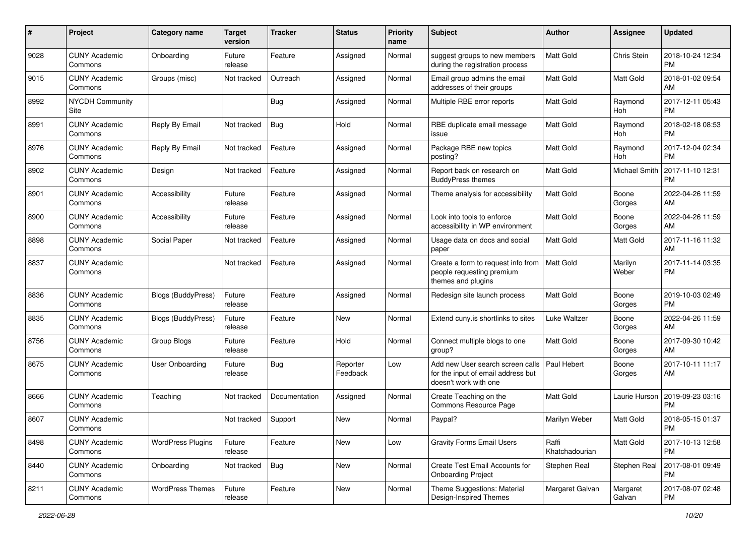| # | Project | Category name | Target version | Tracker | Status | Priority name | Subject | Author | Assignee | Updated |
|---|---|---|---|---|---|---|---|---|---|---|
| 9028 | CUNY Academic Commons | Onboarding | Future release | Feature | Assigned | Normal | suggest groups to new members during the registration process | Matt Gold | Chris Stein | 2018-10-24 12:34 PM |
| 9015 | CUNY Academic Commons | Groups (misc) | Not tracked | Outreach | Assigned | Normal | Email group admins the email addresses of their groups | Matt Gold | Matt Gold | 2018-01-02 09:54 AM |
| 8992 | NYCDH Community Site | | | Bug | Assigned | Normal | Multiple RBE error reports | Matt Gold | Raymond Hoh | 2017-12-11 05:43 PM |
| 8991 | CUNY Academic Commons | Reply By Email | Not tracked | Bug | Hold | Normal | RBE duplicate email message issue | Matt Gold | Raymond Hoh | 2018-02-18 08:53 PM |
| 8976 | CUNY Academic Commons | Reply By Email | Not tracked | Feature | Assigned | Normal | Package RBE new topics posting? | Matt Gold | Raymond Hoh | 2017-12-04 02:34 PM |
| 8902 | CUNY Academic Commons | Design | Not tracked | Feature | Assigned | Normal | Report back on research on BuddyPress themes | Matt Gold | Michael Smith | 2017-11-10 12:31 PM |
| 8901 | CUNY Academic Commons | Accessibility | Future release | Feature | Assigned | Normal | Theme analysis for accessibility | Matt Gold | Boone Gorges | 2022-04-26 11:59 AM |
| 8900 | CUNY Academic Commons | Accessibility | Future release | Feature | Assigned | Normal | Look into tools to enforce accessibility in WP environment | Matt Gold | Boone Gorges | 2022-04-26 11:59 AM |
| 8898 | CUNY Academic Commons | Social Paper | Not tracked | Feature | Assigned | Normal | Usage data on docs and social paper | Matt Gold | Matt Gold | 2017-11-16 11:32 AM |
| 8837 | CUNY Academic Commons | | Not tracked | Feature | Assigned | Normal | Create a form to request info from people requesting premium themes and plugins | Matt Gold | Marilyn Weber | 2017-11-14 03:35 PM |
| 8836 | CUNY Academic Commons | Blogs (BuddyPress) | Future release | Feature | Assigned | Normal | Redesign site launch process | Matt Gold | Boone Gorges | 2019-10-03 02:49 PM |
| 8835 | CUNY Academic Commons | Blogs (BuddyPress) | Future release | Feature | New | Normal | Extend cuny.is shortlinks to sites | Luke Waltzer | Boone Gorges | 2022-04-26 11:59 AM |
| 8756 | CUNY Academic Commons | Group Blogs | Future release | Feature | Hold | Normal | Connect multiple blogs to one group? | Matt Gold | Boone Gorges | 2017-09-30 10:42 AM |
| 8675 | CUNY Academic Commons | User Onboarding | Future release | Bug | Reporter Feedback | Low | Add new User search screen calls for the input of email address but doesn't work with one | Paul Hebert | Boone Gorges | 2017-10-11 11:17 AM |
| 8666 | CUNY Academic Commons | Teaching | Not tracked | Documentation | Assigned | Normal | Create Teaching on the Commons Resource Page | Matt Gold | Laurie Hurson | 2019-09-23 03:16 PM |
| 8607 | CUNY Academic Commons | | Not tracked | Support | New | Normal | Paypal? | Marilyn Weber | Matt Gold | 2018-05-15 01:37 PM |
| 8498 | CUNY Academic Commons | WordPress Plugins | Future release | Feature | New | Low | Gravity Forms Email Users | Raffi Khatchadourian | Matt Gold | 2017-10-13 12:58 PM |
| 8440 | CUNY Academic Commons | Onboarding | Not tracked | Bug | New | Normal | Create Test Email Accounts for Onboarding Project | Stephen Real | Stephen Real | 2017-08-01 09:49 PM |
| 8211 | CUNY Academic Commons | WordPress Themes | Future release | Feature | New | Normal | Theme Suggestions: Material Design-Inspired Themes | Margaret Galvan | Margaret Galvan | 2017-08-07 02:48 PM |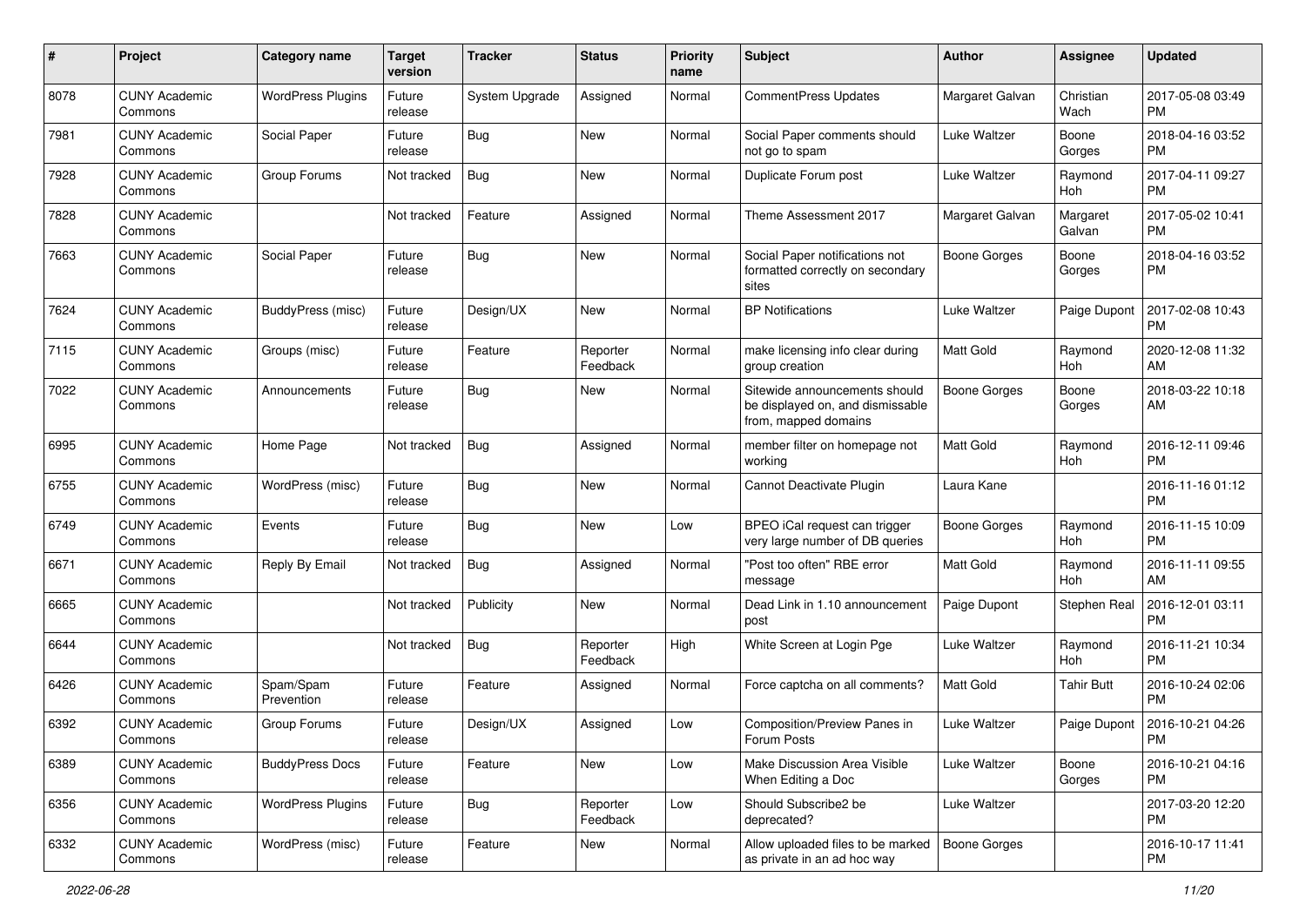| # | Project | Category name | Target version | Tracker | Status | Priority name | Subject | Author | Assignee | Updated |
|---|---|---|---|---|---|---|---|---|---|---|
| 8078 | CUNY Academic Commons | WordPress Plugins | Future release | System Upgrade | Assigned | Normal | CommentPress Updates | Margaret Galvan | Christian Wach | 2017-05-08 03:49 PM |
| 7981 | CUNY Academic Commons | Social Paper | Future release | Bug | New | Normal | Social Paper comments should not go to spam | Luke Waltzer | Boone Gorges | 2018-04-16 03:52 PM |
| 7928 | CUNY Academic Commons | Group Forums | Not tracked | Bug | New | Normal | Duplicate Forum post | Luke Waltzer | Raymond Hoh | 2017-04-11 09:27 PM |
| 7828 | CUNY Academic Commons | | Not tracked | Feature | Assigned | Normal | Theme Assessment 2017 | Margaret Galvan | Margaret Galvan | 2017-05-02 10:41 PM |
| 7663 | CUNY Academic Commons | Social Paper | Future release | Bug | New | Normal | Social Paper notifications not formatted correctly on secondary sites | Boone Gorges | Boone Gorges | 2018-04-16 03:52 PM |
| 7624 | CUNY Academic Commons | BuddyPress (misc) | Future release | Design/UX | New | Normal | BP Notifications | Luke Waltzer | Paige Dupont | 2017-02-08 10:43 PM |
| 7115 | CUNY Academic Commons | Groups (misc) | Future release | Feature | Reporter Feedback | Normal | make licensing info clear during group creation | Matt Gold | Raymond Hoh | 2020-12-08 11:32 AM |
| 7022 | CUNY Academic Commons | Announcements | Future release | Bug | New | Normal | Sitewide announcements should be displayed on, and dismissable from, mapped domains | Boone Gorges | Boone Gorges | 2018-03-22 10:18 AM |
| 6995 | CUNY Academic Commons | Home Page | Not tracked | Bug | Assigned | Normal | member filter on homepage not working | Matt Gold | Raymond Hoh | 2016-12-11 09:46 PM |
| 6755 | CUNY Academic Commons | WordPress (misc) | Future release | Bug | New | Normal | Cannot Deactivate Plugin | Laura Kane | | 2016-11-16 01:12 PM |
| 6749 | CUNY Academic Commons | Events | Future release | Bug | New | Low | BPEO iCal request can trigger very large number of DB queries | Boone Gorges | Raymond Hoh | 2016-11-15 10:09 PM |
| 6671 | CUNY Academic Commons | Reply By Email | Not tracked | Bug | Assigned | Normal | "Post too often" RBE error message | Matt Gold | Raymond Hoh | 2016-11-11 09:55 AM |
| 6665 | CUNY Academic Commons | | Not tracked | Publicity | New | Normal | Dead Link in 1.10 announcement post | Paige Dupont | Stephen Real | 2016-12-01 03:11 PM |
| 6644 | CUNY Academic Commons | | Not tracked | Bug | Reporter Feedback | High | White Screen at Login Pge | Luke Waltzer | Raymond Hoh | 2016-11-21 10:34 PM |
| 6426 | CUNY Academic Commons | Spam/Spam Prevention | Future release | Feature | Assigned | Normal | Force captcha on all comments? | Matt Gold | Tahir Butt | 2016-10-24 02:06 PM |
| 6392 | CUNY Academic Commons | Group Forums | Future release | Design/UX | Assigned | Low | Composition/Preview Panes in Forum Posts | Luke Waltzer | Paige Dupont | 2016-10-21 04:26 PM |
| 6389 | CUNY Academic Commons | BuddyPress Docs | Future release | Feature | New | Low | Make Discussion Area Visible When Editing a Doc | Luke Waltzer | Boone Gorges | 2016-10-21 04:16 PM |
| 6356 | CUNY Academic Commons | WordPress Plugins | Future release | Bug | Reporter Feedback | Low | Should Subscribe2 be deprecated? | Luke Waltzer | | 2017-03-20 12:20 PM |
| 6332 | CUNY Academic Commons | WordPress (misc) | Future release | Feature | New | Normal | Allow uploaded files to be marked as private in an ad hoc way | Boone Gorges | | 2016-10-17 11:41 PM |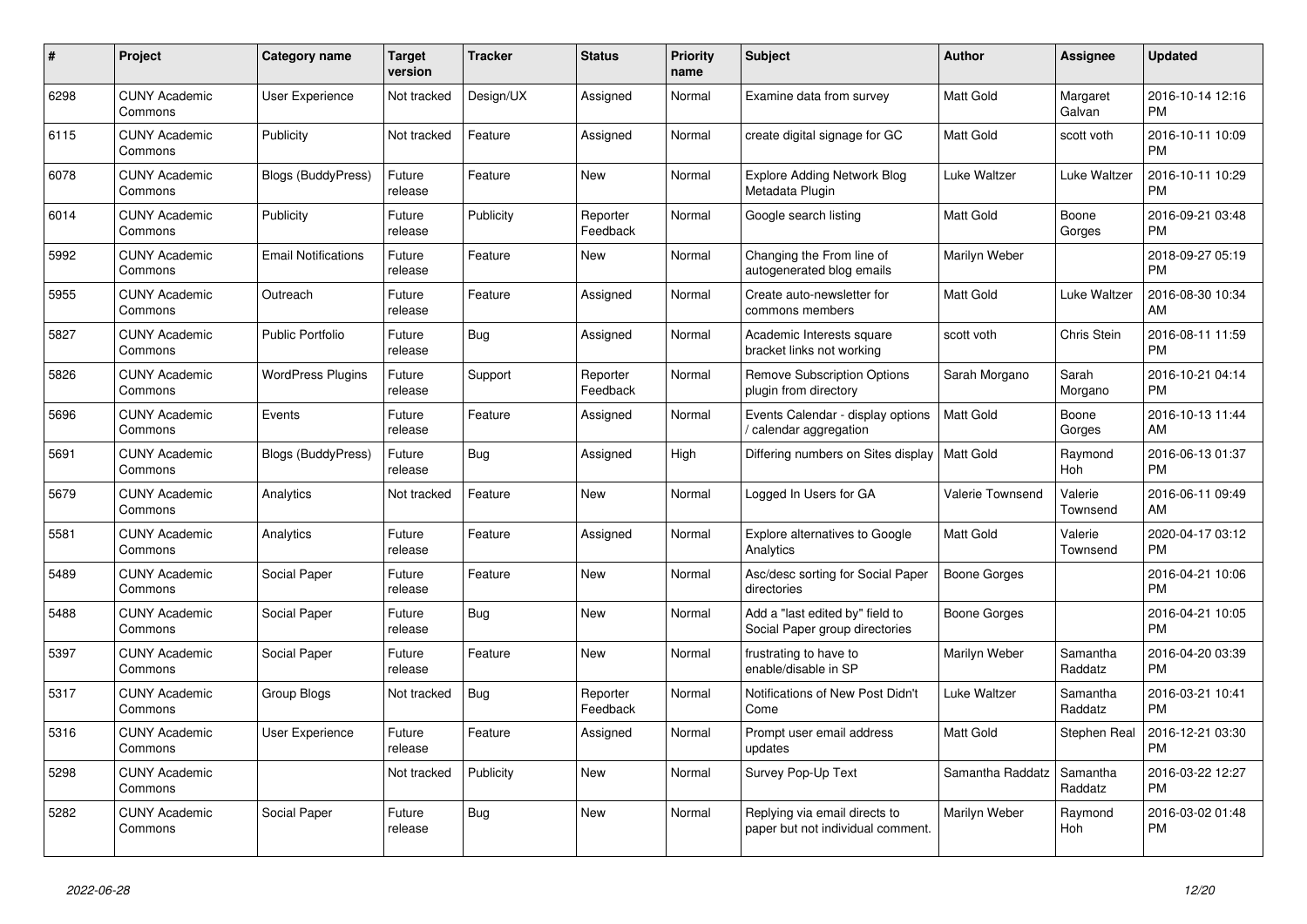| # | Project | Category name | Target version | Tracker | Status | Priority name | Subject | Author | Assignee | Updated |
|---|---|---|---|---|---|---|---|---|---|---|
| 6298 | CUNY Academic Commons | User Experience | Not tracked | Design/UX | Assigned | Normal | Examine data from survey | Matt Gold | Margaret Galvan | 2016-10-14 12:16 PM |
| 6115 | CUNY Academic Commons | Publicity | Not tracked | Feature | Assigned | Normal | create digital signage for GC | Matt Gold | scott voth | 2016-10-11 10:09 PM |
| 6078 | CUNY Academic Commons | Blogs (BuddyPress) | Future release | Feature | New | Normal | Explore Adding Network Blog Metadata Plugin | Luke Waltzer | Luke Waltzer | 2016-10-11 10:29 PM |
| 6014 | CUNY Academic Commons | Publicity | Future release | Publicity | Reporter Feedback | Normal | Google search listing | Matt Gold | Boone Gorges | 2016-09-21 03:48 PM |
| 5992 | CUNY Academic Commons | Email Notifications | Future release | Feature | New | Normal | Changing the From line of autogenerated blog emails | Marilyn Weber | | 2018-09-27 05:19 PM |
| 5955 | CUNY Academic Commons | Outreach | Future release | Feature | Assigned | Normal | Create auto-newsletter for commons members | Matt Gold | Luke Waltzer | 2016-08-30 10:34 AM |
| 5827 | CUNY Academic Commons | Public Portfolio | Future release | Bug | Assigned | Normal | Academic Interests square bracket links not working | scott voth | Chris Stein | 2016-08-11 11:59 PM |
| 5826 | CUNY Academic Commons | WordPress Plugins | Future release | Support | Reporter Feedback | Normal | Remove Subscription Options plugin from directory | Sarah Morgano | Sarah Morgano | 2016-10-21 04:14 PM |
| 5696 | CUNY Academic Commons | Events | Future release | Feature | Assigned | Normal | Events Calendar - display options / calendar aggregation | Matt Gold | Boone Gorges | 2016-10-13 11:44 AM |
| 5691 | CUNY Academic Commons | Blogs (BuddyPress) | Future release | Bug | Assigned | High | Differing numbers on Sites display | Matt Gold | Raymond Hoh | 2016-06-13 01:37 PM |
| 5679 | CUNY Academic Commons | Analytics | Not tracked | Feature | New | Normal | Logged In Users for GA | Valerie Townsend | Valerie Townsend | 2016-06-11 09:49 AM |
| 5581 | CUNY Academic Commons | Analytics | Future release | Feature | Assigned | Normal | Explore alternatives to Google Analytics | Matt Gold | Valerie Townsend | 2020-04-17 03:12 PM |
| 5489 | CUNY Academic Commons | Social Paper | Future release | Feature | New | Normal | Asc/desc sorting for Social Paper directories | Boone Gorges | | 2016-04-21 10:06 PM |
| 5488 | CUNY Academic Commons | Social Paper | Future release | Bug | New | Normal | Add a "last edited by" field to Social Paper group directories | Boone Gorges | | 2016-04-21 10:05 PM |
| 5397 | CUNY Academic Commons | Social Paper | Future release | Feature | New | Normal | frustrating to have to enable/disable in SP | Marilyn Weber | Samantha Raddatz | 2016-04-20 03:39 PM |
| 5317 | CUNY Academic Commons | Group Blogs | Not tracked | Bug | Reporter Feedback | Normal | Notifications of New Post Didn't Come | Luke Waltzer | Samantha Raddatz | 2016-03-21 10:41 PM |
| 5316 | CUNY Academic Commons | User Experience | Future release | Feature | Assigned | Normal | Prompt user email address updates | Matt Gold | Stephen Real | 2016-12-21 03:30 PM |
| 5298 | CUNY Academic Commons | | Not tracked | Publicity | New | Normal | Survey Pop-Up Text | Samantha Raddatz | Samantha Raddatz | 2016-03-22 12:27 PM |
| 5282 | CUNY Academic Commons | Social Paper | Future release | Bug | New | Normal | Replying via email directs to paper but not individual comment. | Marilyn Weber | Raymond Hoh | 2016-03-02 01:48 PM |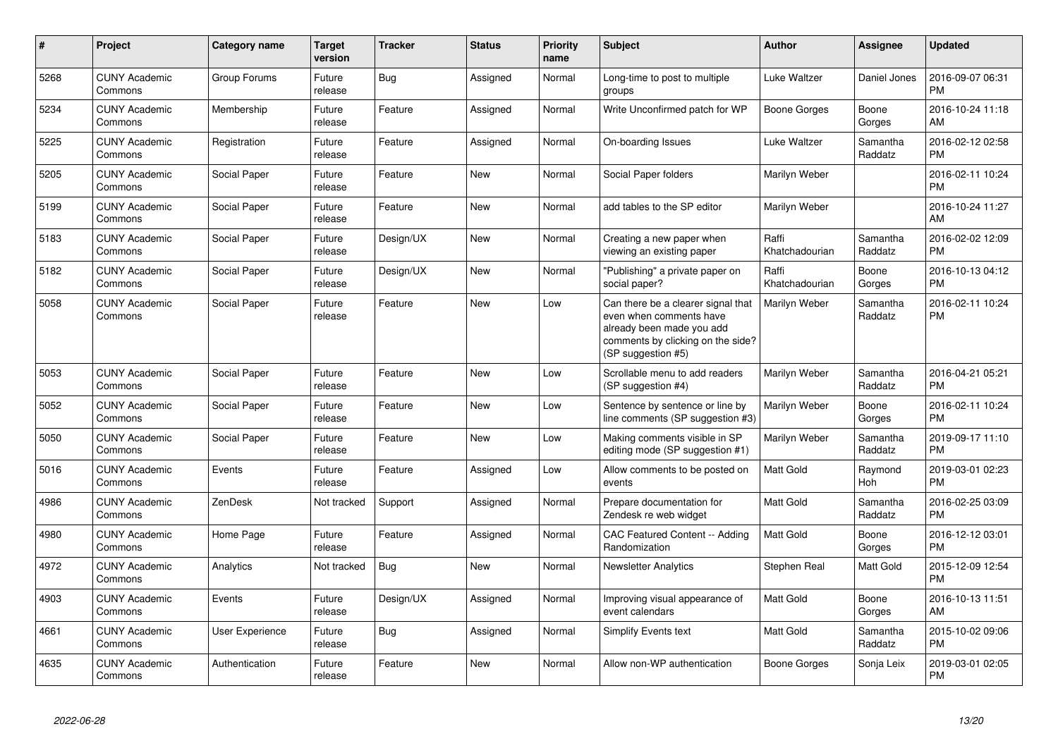| # | Project | Category name | Target version | Tracker | Status | Priority name | Subject | Author | Assignee | Updated |
|---|---|---|---|---|---|---|---|---|---|---|
| 5268 | CUNY Academic Commons | Group Forums | Future release | Bug | Assigned | Normal | Long-time to post to multiple groups | Luke Waltzer | Daniel Jones | 2016-09-07 06:31 PM |
| 5234 | CUNY Academic Commons | Membership | Future release | Feature | Assigned | Normal | Write Unconfirmed patch for WP | Boone Gorges | Boone Gorges | 2016-10-24 11:18 AM |
| 5225 | CUNY Academic Commons | Registration | Future release | Feature | Assigned | Normal | On-boarding Issues | Luke Waltzer | Samantha Raddatz | 2016-02-12 02:58 PM |
| 5205 | CUNY Academic Commons | Social Paper | Future release | Feature | New | Normal | Social Paper folders | Marilyn Weber | | 2016-02-11 10:24 PM |
| 5199 | CUNY Academic Commons | Social Paper | Future release | Feature | New | Normal | add tables to the SP editor | Marilyn Weber | | 2016-10-24 11:27 AM |
| 5183 | CUNY Academic Commons | Social Paper | Future release | Design/UX | New | Normal | Creating a new paper when viewing an existing paper | Raffi Khatchadourian | Samantha Raddatz | 2016-02-02 12:09 PM |
| 5182 | CUNY Academic Commons | Social Paper | Future release | Design/UX | New | Normal | "Publishing" a private paper on social paper? | Raffi Khatchadourian | Boone Gorges | 2016-10-13 04:12 PM |
| 5058 | CUNY Academic Commons | Social Paper | Future release | Feature | New | Low | Can there be a clearer signal that even when comments have already been made you add comments by clicking on the side? (SP suggestion #5) | Marilyn Weber | Samantha Raddatz | 2016-02-11 10:24 PM |
| 5053 | CUNY Academic Commons | Social Paper | Future release | Feature | New | Low | Scrollable menu to add readers (SP suggestion #4) | Marilyn Weber | Samantha Raddatz | 2016-04-21 05:21 PM |
| 5052 | CUNY Academic Commons | Social Paper | Future release | Feature | New | Low | Sentence by sentence or line by line comments (SP suggestion #3) | Marilyn Weber | Boone Gorges | 2016-02-11 10:24 PM |
| 5050 | CUNY Academic Commons | Social Paper | Future release | Feature | New | Low | Making comments visible in SP editing mode (SP suggestion #1) | Marilyn Weber | Samantha Raddatz | 2019-09-17 11:10 PM |
| 5016 | CUNY Academic Commons | Events | Future release | Feature | Assigned | Low | Allow comments to be posted on events | Matt Gold | Raymond Hoh | 2019-03-01 02:23 PM |
| 4986 | CUNY Academic Commons | ZenDesk | Not tracked | Support | Assigned | Normal | Prepare documentation for Zendesk re web widget | Matt Gold | Samantha Raddatz | 2016-02-25 03:09 PM |
| 4980 | CUNY Academic Commons | Home Page | Future release | Feature | Assigned | Normal | CAC Featured Content -- Adding Randomization | Matt Gold | Boone Gorges | 2016-12-12 03:01 PM |
| 4972 | CUNY Academic Commons | Analytics | Not tracked | Bug | New | Normal | Newsletter Analytics | Stephen Real | Matt Gold | 2015-12-09 12:54 PM |
| 4903 | CUNY Academic Commons | Events | Future release | Design/UX | Assigned | Normal | Improving visual appearance of event calendars | Matt Gold | Boone Gorges | 2016-10-13 11:51 AM |
| 4661 | CUNY Academic Commons | User Experience | Future release | Bug | Assigned | Normal | Simplify Events text | Matt Gold | Samantha Raddatz | 2015-10-02 09:06 PM |
| 4635 | CUNY Academic Commons | Authentication | Future release | Feature | New | Normal | Allow non-WP authentication | Boone Gorges | Sonja Leix | 2019-03-01 02:05 PM |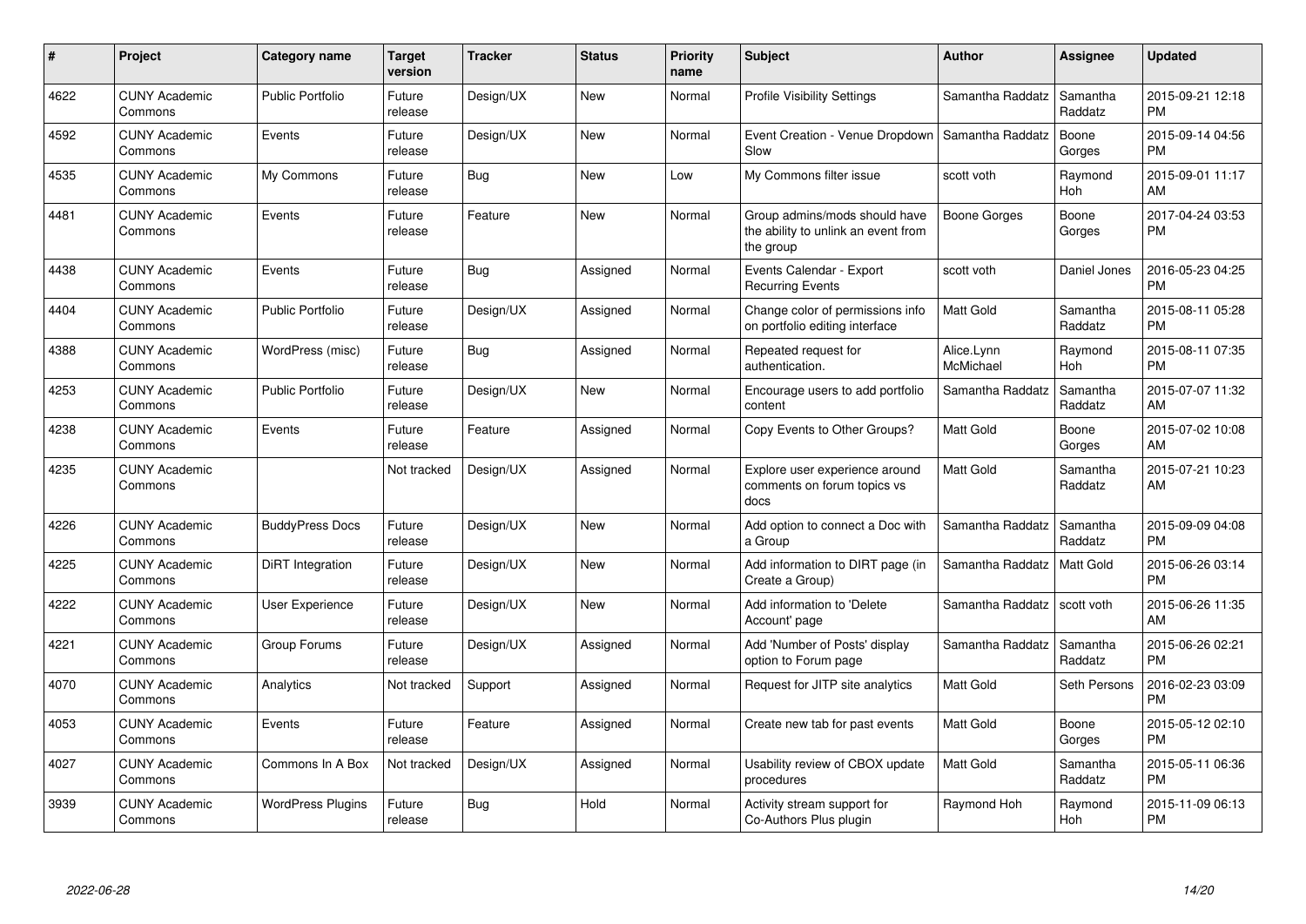| # | Project | Category name | Target version | Tracker | Status | Priority name | Subject | Author | Assignee | Updated |
|---|---|---|---|---|---|---|---|---|---|---|
| 4622 | CUNY Academic Commons | Public Portfolio | Future release | Design/UX | New | Normal | Profile Visibility Settings | Samantha Raddatz | Samantha Raddatz | 2015-09-21 12:18 PM |
| 4592 | CUNY Academic Commons | Events | Future release | Design/UX | New | Normal | Event Creation - Venue Dropdown Slow | Samantha Raddatz | Boone Gorges | 2015-09-14 04:56 PM |
| 4535 | CUNY Academic Commons | My Commons | Future release | Bug | New | Low | My Commons filter issue | scott voth | Raymond Hoh | 2015-09-01 11:17 AM |
| 4481 | CUNY Academic Commons | Events | Future release | Feature | New | Normal | Group admins/mods should have the ability to unlink an event from the group | Boone Gorges | Boone Gorges | 2017-04-24 03:53 PM |
| 4438 | CUNY Academic Commons | Events | Future release | Bug | Assigned | Normal | Events Calendar - Export Recurring Events | scott voth | Daniel Jones | 2016-05-23 04:25 PM |
| 4404 | CUNY Academic Commons | Public Portfolio | Future release | Design/UX | Assigned | Normal | Change color of permissions info on portfolio editing interface | Matt Gold | Samantha Raddatz | 2015-08-11 05:28 PM |
| 4388 | CUNY Academic Commons | WordPress (misc) | Future release | Bug | Assigned | Normal | Repeated request for authentication. | Alice.Lynn McMichael | Raymond Hoh | 2015-08-11 07:35 PM |
| 4253 | CUNY Academic Commons | Public Portfolio | Future release | Design/UX | New | Normal | Encourage users to add portfolio content | Samantha Raddatz | Samantha Raddatz | 2015-07-07 11:32 AM |
| 4238 | CUNY Academic Commons | Events | Future release | Feature | Assigned | Normal | Copy Events to Other Groups? | Matt Gold | Boone Gorges | 2015-07-02 10:08 AM |
| 4235 | CUNY Academic Commons | | Not tracked | Design/UX | Assigned | Normal | Explore user experience around comments on forum topics vs docs | Matt Gold | Samantha Raddatz | 2015-07-21 10:23 AM |
| 4226 | CUNY Academic Commons | BuddyPress Docs | Future release | Design/UX | New | Normal | Add option to connect a Doc with a Group | Samantha Raddatz | Samantha Raddatz | 2015-09-09 04:08 PM |
| 4225 | CUNY Academic Commons | DiRT Integration | Future release | Design/UX | New | Normal | Add information to DIRT page (in Create a Group) | Samantha Raddatz | Matt Gold | 2015-06-26 03:14 PM |
| 4222 | CUNY Academic Commons | User Experience | Future release | Design/UX | New | Normal | Add information to 'Delete Account' page | Samantha Raddatz | scott voth | 2015-06-26 11:35 AM |
| 4221 | CUNY Academic Commons | Group Forums | Future release | Design/UX | Assigned | Normal | Add 'Number of Posts' display option to Forum page | Samantha Raddatz | Samantha Raddatz | 2015-06-26 02:21 PM |
| 4070 | CUNY Academic Commons | Analytics | Not tracked | Support | Assigned | Normal | Request for JITP site analytics | Matt Gold | Seth Persons | 2016-02-23 03:09 PM |
| 4053 | CUNY Academic Commons | Events | Future release | Feature | Assigned | Normal | Create new tab for past events | Matt Gold | Boone Gorges | 2015-05-12 02:10 PM |
| 4027 | CUNY Academic Commons | Commons In A Box | Not tracked | Design/UX | Assigned | Normal | Usability review of CBOX update procedures | Matt Gold | Samantha Raddatz | 2015-05-11 06:36 PM |
| 3939 | CUNY Academic Commons | WordPress Plugins | Future release | Bug | Hold | Normal | Activity stream support for Co-Authors Plus plugin | Raymond Hoh | Raymond Hoh | 2015-11-09 06:13 PM |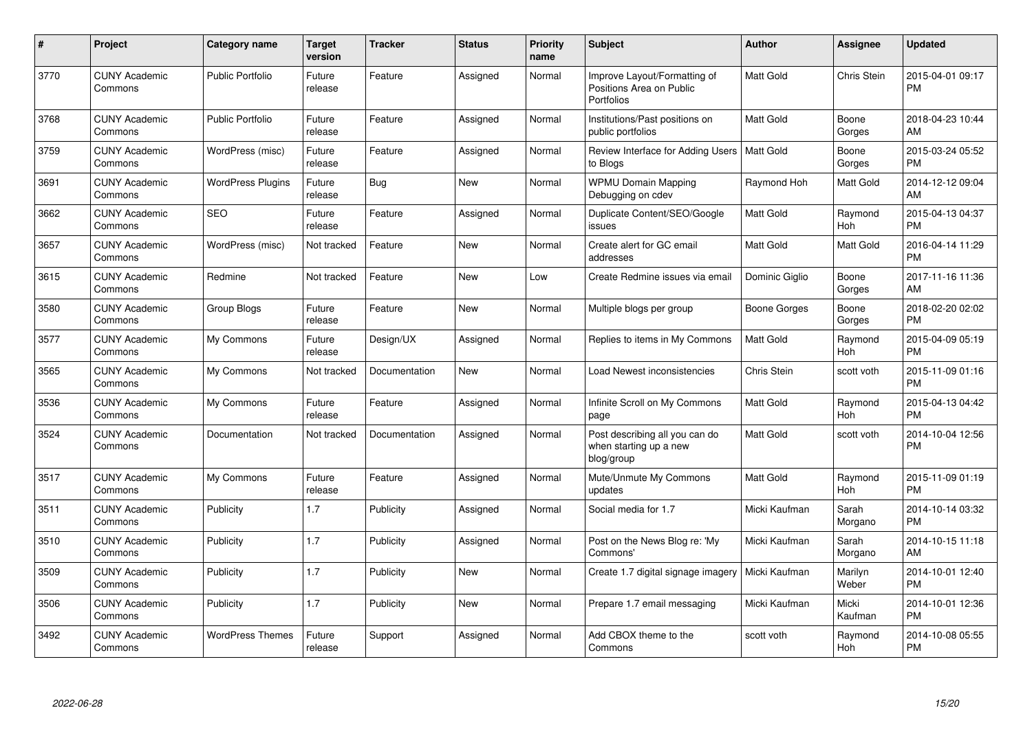| # | Project | Category name | Target version | Tracker | Status | Priority name | Subject | Author | Assignee | Updated |
|---|---|---|---|---|---|---|---|---|---|---|
| 3770 | CUNY Academic Commons | Public Portfolio | Future release | Feature | Assigned | Normal | Improve Layout/Formatting of Positions Area on Public Portfolios | Matt Gold | Chris Stein | 2015-04-01 09:17 PM |
| 3768 | CUNY Academic Commons | Public Portfolio | Future release | Feature | Assigned | Normal | Institutions/Past positions on public portfolios | Matt Gold | Boone Gorges | 2018-04-23 10:44 AM |
| 3759 | CUNY Academic Commons | WordPress (misc) | Future release | Feature | Assigned | Normal | Review Interface for Adding Users to Blogs | Matt Gold | Boone Gorges | 2015-03-24 05:52 PM |
| 3691 | CUNY Academic Commons | WordPress Plugins | Future release | Bug | New | Normal | WPMU Domain Mapping Debugging on cdev | Raymond Hoh | Matt Gold | 2014-12-12 09:04 AM |
| 3662 | CUNY Academic Commons | SEO | Future release | Feature | Assigned | Normal | Duplicate Content/SEO/Google issues | Matt Gold | Raymond Hoh | 2015-04-13 04:37 PM |
| 3657 | CUNY Academic Commons | WordPress (misc) | Not tracked | Feature | New | Normal | Create alert for GC email addresses | Matt Gold | Matt Gold | 2016-04-14 11:29 PM |
| 3615 | CUNY Academic Commons | Redmine | Not tracked | Feature | New | Low | Create Redmine issues via email | Dominic Giglio | Boone Gorges | 2017-11-16 11:36 AM |
| 3580 | CUNY Academic Commons | Group Blogs | Future release | Feature | New | Normal | Multiple blogs per group | Boone Gorges | Boone Gorges | 2018-02-20 02:02 PM |
| 3577 | CUNY Academic Commons | My Commons | Future release | Design/UX | Assigned | Normal | Replies to items in My Commons | Matt Gold | Raymond Hoh | 2015-04-09 05:19 PM |
| 3565 | CUNY Academic Commons | My Commons | Not tracked | Documentation | New | Normal | Load Newest inconsistencies | Chris Stein | scott voth | 2015-11-09 01:16 PM |
| 3536 | CUNY Academic Commons | My Commons | Future release | Feature | Assigned | Normal | Infinite Scroll on My Commons page | Matt Gold | Raymond Hoh | 2015-04-13 04:42 PM |
| 3524 | CUNY Academic Commons | Documentation | Not tracked | Documentation | Assigned | Normal | Post describing all you can do when starting up a new blog/group | Matt Gold | scott voth | 2014-10-04 12:56 PM |
| 3517 | CUNY Academic Commons | My Commons | Future release | Feature | Assigned | Normal | Mute/Unmute My Commons updates | Matt Gold | Raymond Hoh | 2015-11-09 01:19 PM |
| 3511 | CUNY Academic Commons | Publicity | 1.7 | Publicity | Assigned | Normal | Social media for 1.7 | Micki Kaufman | Sarah Morgano | 2014-10-14 03:32 PM |
| 3510 | CUNY Academic Commons | Publicity | 1.7 | Publicity | Assigned | Normal | Post on the News Blog re: 'My Commons' | Micki Kaufman | Sarah Morgano | 2014-10-15 11:18 AM |
| 3509 | CUNY Academic Commons | Publicity | 1.7 | Publicity | New | Normal | Create 1.7 digital signage imagery | Micki Kaufman | Marilyn Weber | 2014-10-01 12:40 PM |
| 3506 | CUNY Academic Commons | Publicity | 1.7 | Publicity | New | Normal | Prepare 1.7 email messaging | Micki Kaufman | Micki Kaufman | 2014-10-01 12:36 PM |
| 3492 | CUNY Academic Commons | WordPress Themes | Future release | Support | Assigned | Normal | Add CBOX theme to the Commons | scott voth | Raymond Hoh | 2014-10-08 05:55 PM |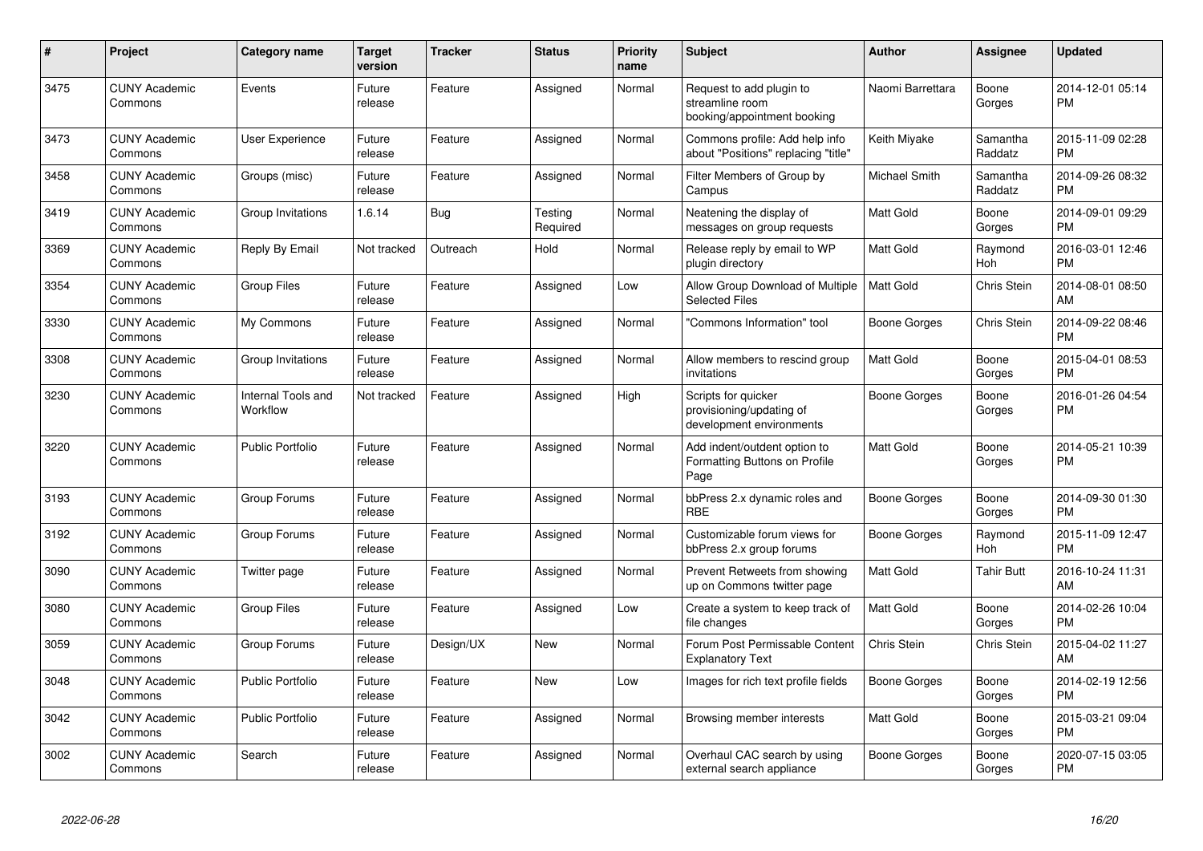| # | Project | Category name | Target version | Tracker | Status | Priority name | Subject | Author | Assignee | Updated |
|---|---|---|---|---|---|---|---|---|---|---|
| 3475 | CUNY Academic Commons | Events | Future release | Feature | Assigned | Normal | Request to add plugin to streamline room booking/appointment booking | Naomi Barrettara | Boone Gorges | 2014-12-01 05:14 PM |
| 3473 | CUNY Academic Commons | User Experience | Future release | Feature | Assigned | Normal | Commons profile: Add help info about "Positions" replacing "title" | Keith Miyake | Samantha Raddatz | 2015-11-09 02:28 PM |
| 3458 | CUNY Academic Commons | Groups (misc) | Future release | Feature | Assigned | Normal | Filter Members of Group by Campus | Michael Smith | Samantha Raddatz | 2014-09-26 08:32 PM |
| 3419 | CUNY Academic Commons | Group Invitations | 1.6.14 | Bug | Testing Required | Normal | Neatening the display of messages on group requests | Matt Gold | Boone Gorges | 2014-09-01 09:29 PM |
| 3369 | CUNY Academic Commons | Reply By Email | Not tracked | Outreach | Hold | Normal | Release reply by email to WP plugin directory | Matt Gold | Raymond Hoh | 2016-03-01 12:46 PM |
| 3354 | CUNY Academic Commons | Group Files | Future release | Feature | Assigned | Low | Allow Group Download of Multiple Selected Files | Matt Gold | Chris Stein | 2014-08-01 08:50 AM |
| 3330 | CUNY Academic Commons | My Commons | Future release | Feature | Assigned | Normal | "Commons Information" tool | Boone Gorges | Chris Stein | 2014-09-22 08:46 PM |
| 3308 | CUNY Academic Commons | Group Invitations | Future release | Feature | Assigned | Normal | Allow members to rescind group invitations | Matt Gold | Boone Gorges | 2015-04-01 08:53 PM |
| 3230 | CUNY Academic Commons | Internal Tools and Workflow | Not tracked | Feature | Assigned | High | Scripts for quicker provisioning/updating of development environments | Boone Gorges | Boone Gorges | 2016-01-26 04:54 PM |
| 3220 | CUNY Academic Commons | Public Portfolio | Future release | Feature | Assigned | Normal | Add indent/outdent option to Formatting Buttons on Profile Page | Matt Gold | Boone Gorges | 2014-05-21 10:39 PM |
| 3193 | CUNY Academic Commons | Group Forums | Future release | Feature | Assigned | Normal | bbPress 2.x dynamic roles and RBE | Boone Gorges | Boone Gorges | 2014-09-30 01:30 PM |
| 3192 | CUNY Academic Commons | Group Forums | Future release | Feature | Assigned | Normal | Customizable forum views for bbPress 2.x group forums | Boone Gorges | Raymond Hoh | 2015-11-09 12:47 PM |
| 3090 | CUNY Academic Commons | Twitter page | Future release | Feature | Assigned | Normal | Prevent Retweets from showing up on Commons twitter page | Matt Gold | Tahir Butt | 2016-10-24 11:31 AM |
| 3080 | CUNY Academic Commons | Group Files | Future release | Feature | Assigned | Low | Create a system to keep track of file changes | Matt Gold | Boone Gorges | 2014-02-26 10:04 PM |
| 3059 | CUNY Academic Commons | Group Forums | Future release | Design/UX | New | Normal | Forum Post Permissable Content Explanatory Text | Chris Stein | Chris Stein | 2015-04-02 11:27 AM |
| 3048 | CUNY Academic Commons | Public Portfolio | Future release | Feature | New | Low | Images for rich text profile fields | Boone Gorges | Boone Gorges | 2014-02-19 12:56 PM |
| 3042 | CUNY Academic Commons | Public Portfolio | Future release | Feature | Assigned | Normal | Browsing member interests | Matt Gold | Boone Gorges | 2015-03-21 09:04 PM |
| 3002 | CUNY Academic Commons | Search | Future release | Feature | Assigned | Normal | Overhaul CAC search by using external search appliance | Boone Gorges | Boone Gorges | 2020-07-15 03:05 PM |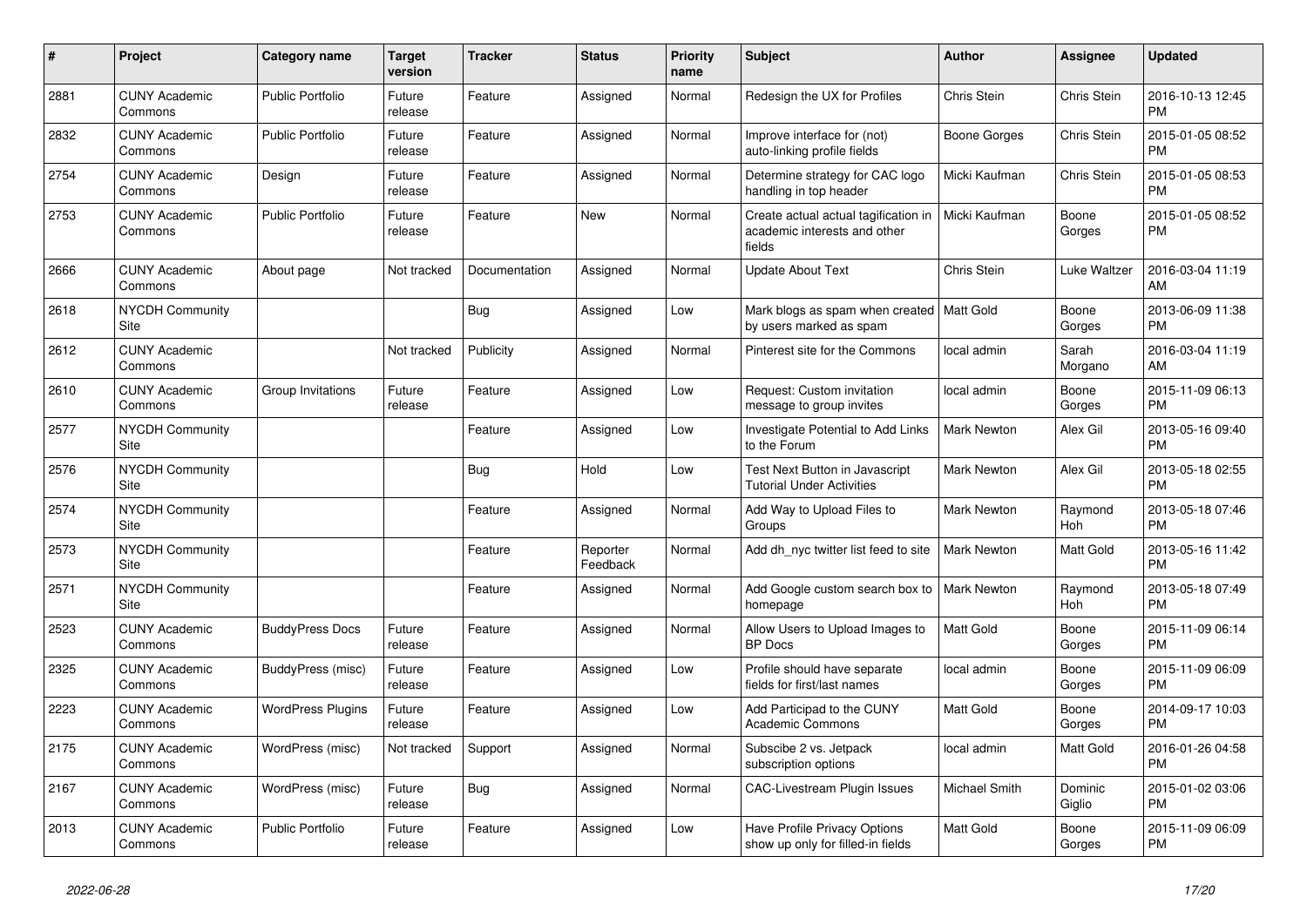| # | Project | Category name | Target version | Tracker | Status | Priority name | Subject | Author | Assignee | Updated |
|---|---|---|---|---|---|---|---|---|---|---|
| 2881 | CUNY Academic Commons | Public Portfolio | Future release | Feature | Assigned | Normal | Redesign the UX for Profiles | Chris Stein | Chris Stein | 2016-10-13 12:45 PM |
| 2832 | CUNY Academic Commons | Public Portfolio | Future release | Feature | Assigned | Normal | Improve interface for (not) auto-linking profile fields | Boone Gorges | Chris Stein | 2015-01-05 08:52 PM |
| 2754 | CUNY Academic Commons | Design | Future release | Feature | Assigned | Normal | Determine strategy for CAC logo handling in top header | Micki Kaufman | Chris Stein | 2015-01-05 08:53 PM |
| 2753 | CUNY Academic Commons | Public Portfolio | Future release | Feature | New | Normal | Create actual actual tagification in academic interests and other fields | Micki Kaufman | Boone Gorges | 2015-01-05 08:52 PM |
| 2666 | CUNY Academic Commons | About page | Not tracked | Documentation | Assigned | Normal | Update About Text | Chris Stein | Luke Waltzer | 2016-03-04 11:19 AM |
| 2618 | NYCDH Community Site | | | Bug | Assigned | Low | Mark blogs as spam when created by users marked as spam | Matt Gold | Boone Gorges | 2013-06-09 11:38 PM |
| 2612 | CUNY Academic Commons | | Not tracked | Publicity | Assigned | Normal | Pinterest site for the Commons | local admin | Sarah Morgano | 2016-03-04 11:19 AM |
| 2610 | CUNY Academic Commons | Group Invitations | Future release | Feature | Assigned | Low | Request: Custom invitation message to group invites | local admin | Boone Gorges | 2015-11-09 06:13 PM |
| 2577 | NYCDH Community Site | | | Feature | Assigned | Low | Investigate Potential to Add Links to the Forum | Mark Newton | Alex Gil | 2013-05-16 09:40 PM |
| 2576 | NYCDH Community Site | | | Bug | Hold | Low | Test Next Button in Javascript Tutorial Under Activities | Mark Newton | Alex Gil | 2013-05-18 02:55 PM |
| 2574 | NYCDH Community Site | | | Feature | Assigned | Normal | Add Way to Upload Files to Groups | Mark Newton | Raymond Hoh | 2013-05-18 07:46 PM |
| 2573 | NYCDH Community Site | | | Feature | Reporter Feedback | Normal | Add dh_nyc twitter list feed to site | Mark Newton | Matt Gold | 2013-05-16 11:42 PM |
| 2571 | NYCDH Community Site | | | Feature | Assigned | Normal | Add Google custom search box to homepage | Mark Newton | Raymond Hoh | 2013-05-18 07:49 PM |
| 2523 | CUNY Academic Commons | BuddyPress Docs | Future release | Feature | Assigned | Normal | Allow Users to Upload Images to BP Docs | Matt Gold | Boone Gorges | 2015-11-09 06:14 PM |
| 2325 | CUNY Academic Commons | BuddyPress (misc) | Future release | Feature | Assigned | Low | Profile should have separate fields for first/last names | local admin | Boone Gorges | 2015-11-09 06:09 PM |
| 2223 | CUNY Academic Commons | WordPress Plugins | Future release | Feature | Assigned | Low | Add Participad to the CUNY Academic Commons | Matt Gold | Boone Gorges | 2014-09-17 10:03 PM |
| 2175 | CUNY Academic Commons | WordPress (misc) | Not tracked | Support | Assigned | Normal | Subscibe 2 vs. Jetpack subscription options | local admin | Matt Gold | 2016-01-26 04:58 PM |
| 2167 | CUNY Academic Commons | WordPress (misc) | Future release | Bug | Assigned | Normal | CAC-Livestream Plugin Issues | Michael Smith | Dominic Giglio | 2015-01-02 03:06 PM |
| 2013 | CUNY Academic Commons | Public Portfolio | Future release | Feature | Assigned | Low | Have Profile Privacy Options show up only for filled-in fields | Matt Gold | Boone Gorges | 2015-11-09 06:09 PM |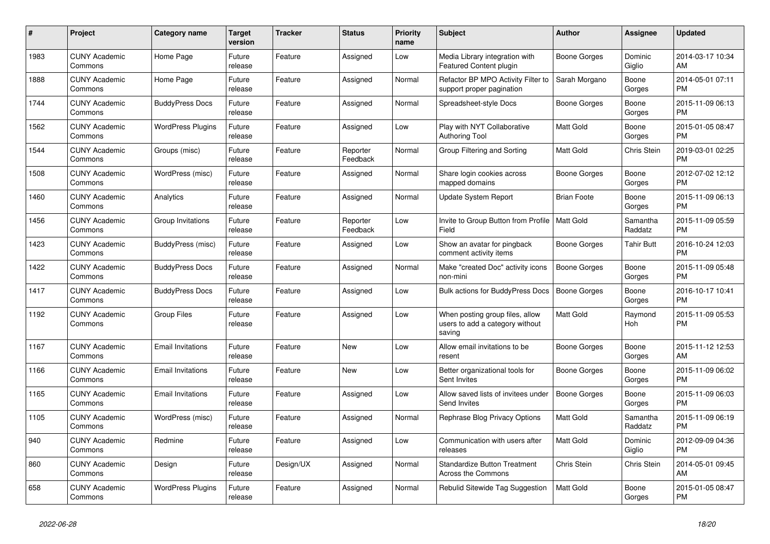| # | Project | Category name | Target version | Tracker | Status | Priority name | Subject | Author | Assignee | Updated |
|---|---|---|---|---|---|---|---|---|---|---|
| 1983 | CUNY Academic Commons | Home Page | Future release | Feature | Assigned | Low | Media Library integration with Featured Content plugin | Boone Gorges | Dominic Giglio | 2014-03-17 10:34 AM |
| 1888 | CUNY Academic Commons | Home Page | Future release | Feature | Assigned | Normal | Refactor BP MPO Activity Filter to support proper pagination | Sarah Morgano | Boone Gorges | 2014-05-01 07:11 PM |
| 1744 | CUNY Academic Commons | BuddyPress Docs | Future release | Feature | Assigned | Normal | Spreadsheet-style Docs | Boone Gorges | Boone Gorges | 2015-11-09 06:13 PM |
| 1562 | CUNY Academic Commons | WordPress Plugins | Future release | Feature | Assigned | Low | Play with NYT Collaborative Authoring Tool | Matt Gold | Boone Gorges | 2015-01-05 08:47 PM |
| 1544 | CUNY Academic Commons | Groups (misc) | Future release | Feature | Reporter Feedback | Normal | Group Filtering and Sorting | Matt Gold | Chris Stein | 2019-03-01 02:25 PM |
| 1508 | CUNY Academic Commons | WordPress (misc) | Future release | Feature | Assigned | Normal | Share login cookies across mapped domains | Boone Gorges | Boone Gorges | 2012-07-02 12:12 PM |
| 1460 | CUNY Academic Commons | Analytics | Future release | Feature | Assigned | Normal | Update System Report | Brian Foote | Boone Gorges | 2015-11-09 06:13 PM |
| 1456 | CUNY Academic Commons | Group Invitations | Future release | Feature | Reporter Feedback | Low | Invite to Group Button from Profile Field | Matt Gold | Samantha Raddatz | 2015-11-09 05:59 PM |
| 1423 | CUNY Academic Commons | BuddyPress (misc) | Future release | Feature | Assigned | Low | Show an avatar for pingback comment activity items | Boone Gorges | Tahir Butt | 2016-10-24 12:03 PM |
| 1422 | CUNY Academic Commons | BuddyPress Docs | Future release | Feature | Assigned | Normal | Make "created Doc" activity icons non-mini | Boone Gorges | Boone Gorges | 2015-11-09 05:48 PM |
| 1417 | CUNY Academic Commons | BuddyPress Docs | Future release | Feature | Assigned | Low | Bulk actions for BuddyPress Docs | Boone Gorges | Boone Gorges | 2016-10-17 10:41 PM |
| 1192 | CUNY Academic Commons | Group Files | Future release | Feature | Assigned | Low | When posting group files, allow users to add a category without saving | Matt Gold | Raymond Hoh | 2015-11-09 05:53 PM |
| 1167 | CUNY Academic Commons | Email Invitations | Future release | Feature | New | Low | Allow email invitations to be resent | Boone Gorges | Boone Gorges | 2015-11-12 12:53 AM |
| 1166 | CUNY Academic Commons | Email Invitations | Future release | Feature | New | Low | Better organizational tools for Sent Invites | Boone Gorges | Boone Gorges | 2015-11-09 06:02 PM |
| 1165 | CUNY Academic Commons | Email Invitations | Future release | Feature | Assigned | Low | Allow saved lists of invitees under Send Invites | Boone Gorges | Boone Gorges | 2015-11-09 06:03 PM |
| 1105 | CUNY Academic Commons | WordPress (misc) | Future release | Feature | Assigned | Normal | Rephrase Blog Privacy Options | Matt Gold | Samantha Raddatz | 2015-11-09 06:19 PM |
| 940 | CUNY Academic Commons | Redmine | Future release | Feature | Assigned | Low | Communication with users after releases | Matt Gold | Dominic Giglio | 2012-09-09 04:36 PM |
| 860 | CUNY Academic Commons | Design | Future release | Design/UX | Assigned | Normal | Standardize Button Treatment Across the Commons | Chris Stein | Chris Stein | 2014-05-01 09:45 AM |
| 658 | CUNY Academic Commons | WordPress Plugins | Future release | Feature | Assigned | Normal | Rebulid Sitewide Tag Suggestion | Matt Gold | Boone Gorges | 2015-01-05 08:47 PM |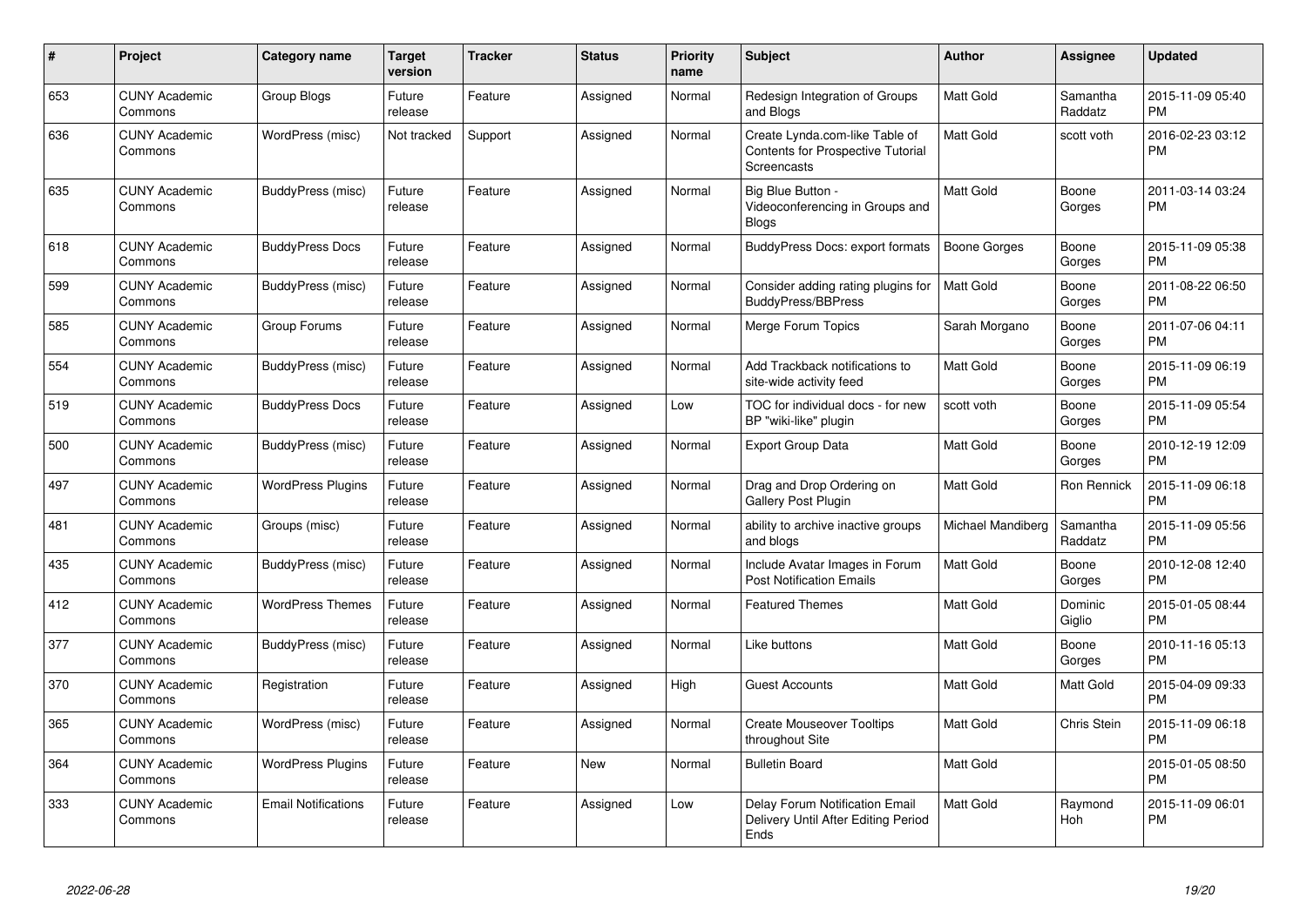| # | Project | Category name | Target version | Tracker | Status | Priority name | Subject | Author | Assignee | Updated |
|---|---|---|---|---|---|---|---|---|---|---|
| 653 | CUNY Academic Commons | Group Blogs | Future release | Feature | Assigned | Normal | Redesign Integration of Groups and Blogs | Matt Gold | Samantha Raddatz | 2015-11-09 05:40 PM |
| 636 | CUNY Academic Commons | WordPress (misc) | Not tracked | Support | Assigned | Normal | Create Lynda.com-like Table of Contents for Prospective Tutorial Screencasts | Matt Gold | scott voth | 2016-02-23 03:12 PM |
| 635 | CUNY Academic Commons | BuddyPress (misc) | Future release | Feature | Assigned | Normal | Big Blue Button - Videoconferencing in Groups and Blogs | Matt Gold | Boone Gorges | 2011-03-14 03:24 PM |
| 618 | CUNY Academic Commons | BuddyPress Docs | Future release | Feature | Assigned | Normal | BuddyPress Docs: export formats | Boone Gorges | Boone Gorges | 2015-11-09 05:38 PM |
| 599 | CUNY Academic Commons | BuddyPress (misc) | Future release | Feature | Assigned | Normal | Consider adding rating plugins for BuddyPress/BBPress | Matt Gold | Boone Gorges | 2011-08-22 06:50 PM |
| 585 | CUNY Academic Commons | Group Forums | Future release | Feature | Assigned | Normal | Merge Forum Topics | Sarah Morgano | Boone Gorges | 2011-07-06 04:11 PM |
| 554 | CUNY Academic Commons | BuddyPress (misc) | Future release | Feature | Assigned | Normal | Add Trackback notifications to site-wide activity feed | Matt Gold | Boone Gorges | 2015-11-09 06:19 PM |
| 519 | CUNY Academic Commons | BuddyPress Docs | Future release | Feature | Assigned | Low | TOC for individual docs - for new BP "wiki-like" plugin | scott voth | Boone Gorges | 2015-11-09 05:54 PM |
| 500 | CUNY Academic Commons | BuddyPress (misc) | Future release | Feature | Assigned | Normal | Export Group Data | Matt Gold | Boone Gorges | 2010-12-19 12:09 PM |
| 497 | CUNY Academic Commons | WordPress Plugins | Future release | Feature | Assigned | Normal | Drag and Drop Ordering on Gallery Post Plugin | Matt Gold | Ron Rennick | 2015-11-09 06:18 PM |
| 481 | CUNY Academic Commons | Groups (misc) | Future release | Feature | Assigned | Normal | ability to archive inactive groups and blogs | Michael Mandiberg | Samantha Raddatz | 2015-11-09 05:56 PM |
| 435 | CUNY Academic Commons | BuddyPress (misc) | Future release | Feature | Assigned | Normal | Include Avatar Images in Forum Post Notification Emails | Matt Gold | Boone Gorges | 2010-12-08 12:40 PM |
| 412 | CUNY Academic Commons | WordPress Themes | Future release | Feature | Assigned | Normal | Featured Themes | Matt Gold | Dominic Giglio | 2015-01-05 08:44 PM |
| 377 | CUNY Academic Commons | BuddyPress (misc) | Future release | Feature | Assigned | Normal | Like buttons | Matt Gold | Boone Gorges | 2010-11-16 05:13 PM |
| 370 | CUNY Academic Commons | Registration | Future release | Feature | Assigned | High | Guest Accounts | Matt Gold | Matt Gold | 2015-04-09 09:33 PM |
| 365 | CUNY Academic Commons | WordPress (misc) | Future release | Feature | Assigned | Normal | Create Mouseover Tooltips throughout Site | Matt Gold | Chris Stein | 2015-11-09 06:18 PM |
| 364 | CUNY Academic Commons | WordPress Plugins | Future release | Feature | New | Normal | Bulletin Board | Matt Gold | | 2015-01-05 08:50 PM |
| 333 | CUNY Academic Commons | Email Notifications | Future release | Feature | Assigned | Low | Delay Forum Notification Email Delivery Until After Editing Period Ends | Matt Gold | Raymond Hoh | 2015-11-09 06:01 PM |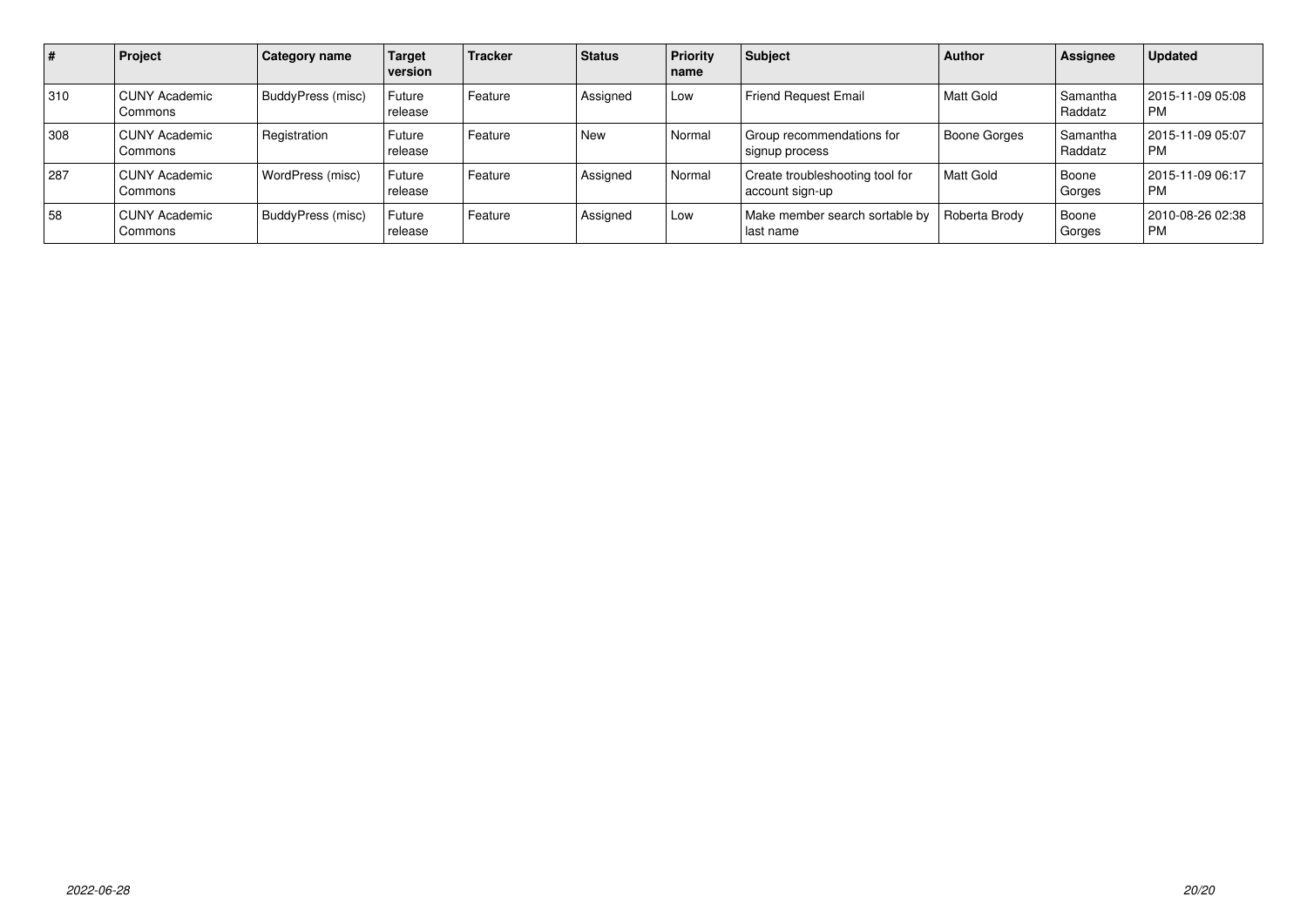| # | Project | Category name | Target version | Tracker | Status | Priority name | Subject | Author | Assignee | Updated |
|---|---|---|---|---|---|---|---|---|---|---|
| 310 | CUNY Academic Commons | BuddyPress (misc) | Future release | Feature | Assigned | Low | Friend Request Email | Matt Gold | Samantha Raddatz | 2015-11-09 05:08 PM |
| 308 | CUNY Academic Commons | Registration | Future release | Feature | New | Normal | Group recommendations for signup process | Boone Gorges | Samantha Raddatz | 2015-11-09 05:07 PM |
| 287 | CUNY Academic Commons | WordPress (misc) | Future release | Feature | Assigned | Normal | Create troubleshooting tool for account sign-up | Matt Gold | Boone Gorges | 2015-11-09 06:17 PM |
| 58 | CUNY Academic Commons | BuddyPress (misc) | Future release | Feature | Assigned | Low | Make member search sortable by last name | Roberta Brody | Boone Gorges | 2010-08-26 02:38 PM |